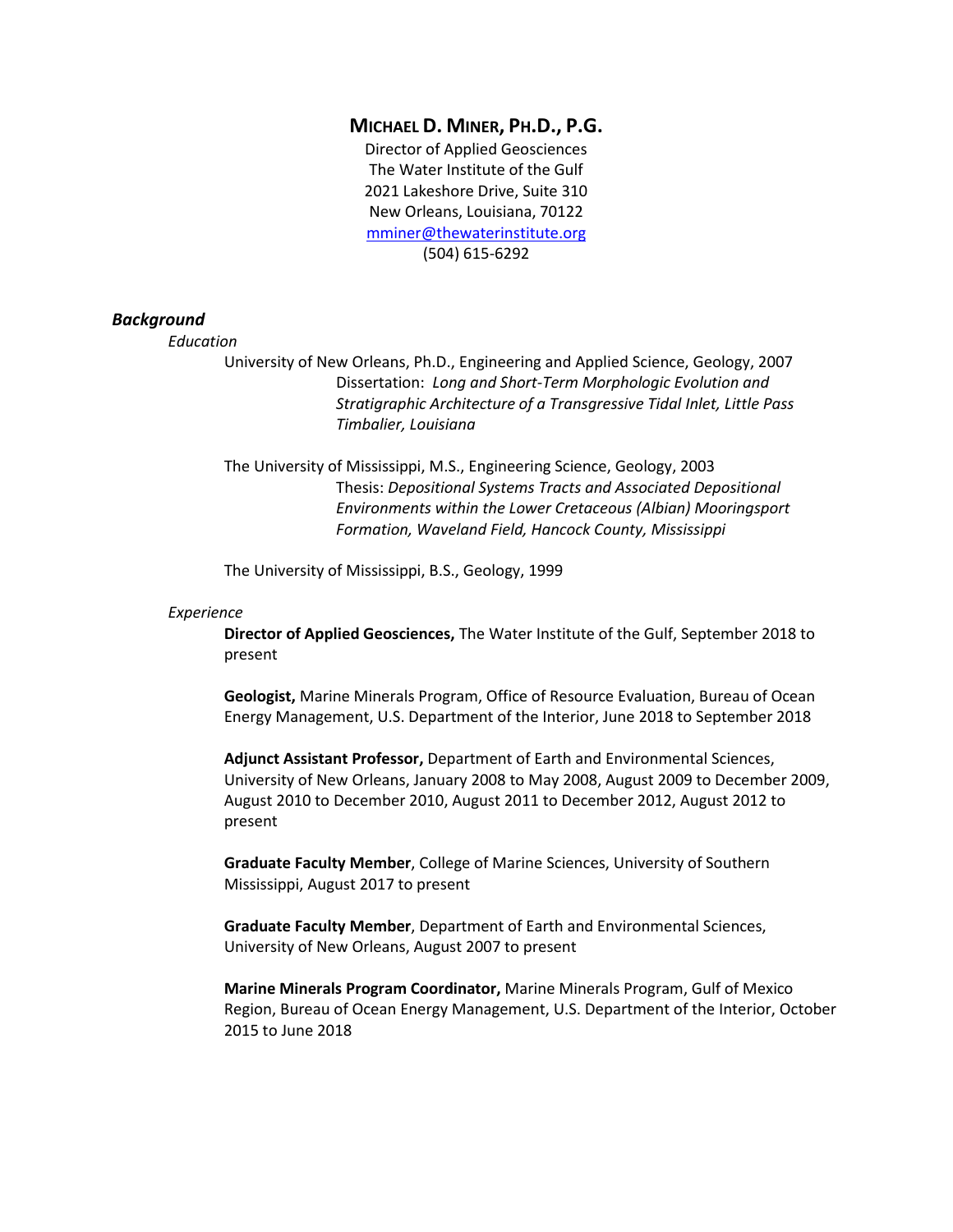# MICHAEL D. MINER, PH.D., P.G.

Director of Applied Geosciences
The Water Institute of the Gulf
2021 Lakeshore Drive, Suite 310
New Orleans, Louisiana, 70122
mminer@thewaterinstitute.org
(504) 615-6292

## *Background*

### *Education*

University of New Orleans, Ph.D., Engineering and Applied Science, Geology, 2007
Dissertation: *Long and Short-Term Morphologic Evolution and Stratigraphic Architecture of a Transgressive Tidal Inlet, Little Pass Timbalier, Louisiana*

The University of Mississippi, M.S., Engineering Science, Geology, 2003
Thesis: *Depositional Systems Tracts and Associated Depositional Environments within the Lower Cretaceous (Albian) Mooringsport Formation, Waveland Field, Hancock County, Mississippi*

The University of Mississippi, B.S., Geology, 1999

### *Experience*

**Director of Applied Geosciences,** The Water Institute of the Gulf, September 2018 to present

**Geologist,** Marine Minerals Program, Office of Resource Evaluation, Bureau of Ocean Energy Management, U.S. Department of the Interior, June 2018 to September 2018

**Adjunct Assistant Professor,** Department of Earth and Environmental Sciences, University of New Orleans, January 2008 to May 2008, August 2009 to December 2009, August 2010 to December 2010, August 2011 to December 2012, August 2012 to present

**Graduate Faculty Member**, College of Marine Sciences, University of Southern Mississippi, August 2017 to present

**Graduate Faculty Member**, Department of Earth and Environmental Sciences, University of New Orleans, August 2007 to present

**Marine Minerals Program Coordinator,** Marine Minerals Program, Gulf of Mexico Region, Bureau of Ocean Energy Management, U.S. Department of the Interior, October 2015 to June 2018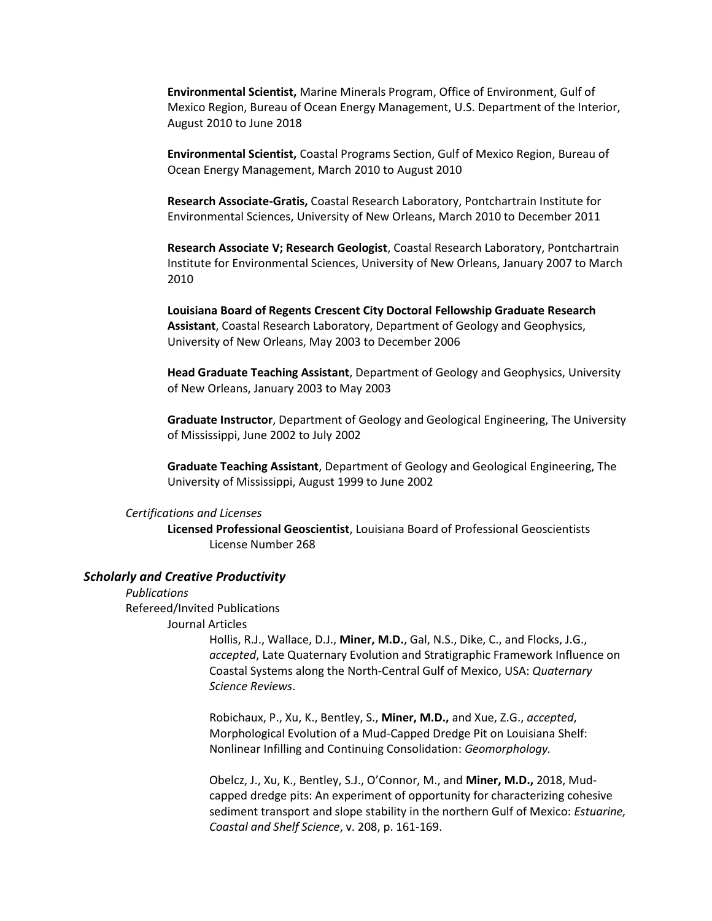**Environmental Scientist,** Marine Minerals Program, Office of Environment, Gulf of Mexico Region, Bureau of Ocean Energy Management, U.S. Department of the Interior, August 2010 to June 2018

**Environmental Scientist,** Coastal Programs Section, Gulf of Mexico Region, Bureau of Ocean Energy Management, March 2010 to August 2010

**Research Associate-Gratis,** Coastal Research Laboratory, Pontchartrain Institute for Environmental Sciences, University of New Orleans, March 2010 to December 2011

**Research Associate V; Research Geologist**, Coastal Research Laboratory, Pontchartrain Institute for Environmental Sciences, University of New Orleans, January 2007 to March 2010

**Louisiana Board of Regents Crescent City Doctoral Fellowship Graduate Research Assistant**, Coastal Research Laboratory, Department of Geology and Geophysics, University of New Orleans, May 2003 to December 2006

**Head Graduate Teaching Assistant**, Department of Geology and Geophysics, University of New Orleans, January 2003 to May 2003

**Graduate Instructor**, Department of Geology and Geological Engineering, The University of Mississippi, June 2002 to July 2002

**Graduate Teaching Assistant**, Department of Geology and Geological Engineering, The University of Mississippi, August 1999 to June 2002

*Certifications and Licenses*

**Licensed Professional Geoscientist**, Louisiana Board of Professional Geoscientists
License Number 268

### *Scholarly and Creative Productivity*

*Publications*

Refereed/Invited Publications

Journal Articles

Hollis, R.J., Wallace, D.J., **Miner, M.D.**, Gal, N.S., Dike, C., and Flocks, J.G., *accepted*, Late Quaternary Evolution and Stratigraphic Framework Influence on Coastal Systems along the North-Central Gulf of Mexico, USA: *Quaternary Science Reviews*.

Robichaux, P., Xu, K., Bentley, S., **Miner, M.D.,** and Xue, Z.G., *accepted*, Morphological Evolution of a Mud-Capped Dredge Pit on Louisiana Shelf: Nonlinear Infilling and Continuing Consolidation: *Geomorphology.*

Obelcz, J., Xu, K., Bentley, S.J., O'Connor, M., and **Miner, M.D.,** 2018, Mud-capped dredge pits: An experiment of opportunity for characterizing cohesive sediment transport and slope stability in the northern Gulf of Mexico: *Estuarine, Coastal and Shelf Science*, v. 208, p. 161-169.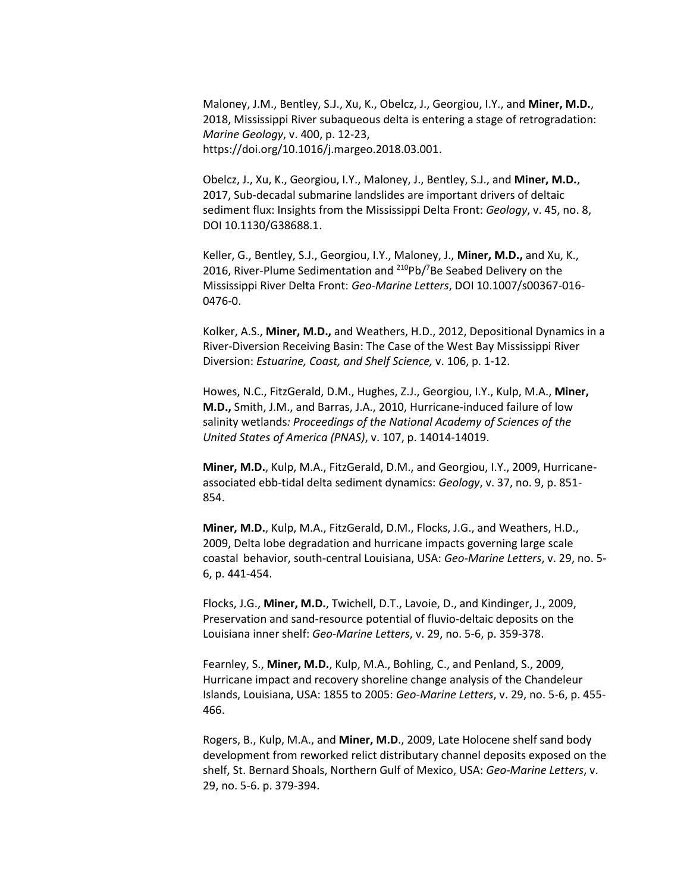Maloney, J.M., Bentley, S.J., Xu, K., Obelcz, J., Georgiou, I.Y., and **Miner, M.D.**, 2018, Mississippi River subaqueous delta is entering a stage of retrogradation: *Marine Geology*, v. 400, p. 12-23, https://doi.org/10.1016/j.margeo.2018.03.001.

Obelcz, J., Xu, K., Georgiou, I.Y., Maloney, J., Bentley, S.J., and **Miner, M.D.**, 2017, Sub-decadal submarine landslides are important drivers of deltaic sediment flux: Insights from the Mississippi Delta Front: *Geology*, v. 45, no. 8, DOI 10.1130/G38688.1.

Keller, G., Bentley, S.J., Georgiou, I.Y., Maloney, J., **Miner, M.D.,** and Xu, K., 2016, River-Plume Sedimentation and $^{210}Pb/^{7}Be$ Seabed Delivery on the Mississippi River Delta Front: *Geo-Marine Letters*, DOI 10.1007/s00367-016-0476-0.

Kolker, A.S., **Miner, M.D.,** and Weathers, H.D., 2012, Depositional Dynamics in a River-Diversion Receiving Basin: The Case of the West Bay Mississippi River Diversion: *Estuarine, Coast, and Shelf Science,* v. 106, p. 1-12.

Howes, N.C., FitzGerald, D.M., Hughes, Z.J., Georgiou, I.Y., Kulp, M.A., **Miner, M.D.,** Smith, J.M., and Barras, J.A., 2010, Hurricane-induced failure of low salinity wetlands*: Proceedings of the National Academy of Sciences of the United States of America (PNAS)*, v. 107, p. 14014-14019.

**Miner, M.D.**, Kulp, M.A., FitzGerald, D.M., and Georgiou, I.Y., 2009, Hurricane-associated ebb-tidal delta sediment dynamics: *Geology*, v. 37, no. 9, p. 851-854.

**Miner, M.D.**, Kulp, M.A., FitzGerald, D.M., Flocks, J.G., and Weathers, H.D., 2009, Delta lobe degradation and hurricane impacts governing large scale coastal behavior, south-central Louisiana, USA: *Geo-Marine Letters*, v. 29, no. 5-6, p. 441-454.

Flocks, J.G., **Miner, M.D.**, Twichell, D.T., Lavoie, D., and Kindinger, J., 2009, Preservation and sand-resource potential of fluvio-deltaic deposits on the Louisiana inner shelf: *Geo-Marine Letters*, v. 29, no. 5-6, p. 359-378.

Fearnley, S., **Miner, M.D.**, Kulp, M.A., Bohling, C., and Penland, S., 2009, Hurricane impact and recovery shoreline change analysis of the Chandeleur Islands, Louisiana, USA: 1855 to 2005: *Geo-Marine Letters*, v. 29, no. 5-6, p. 455-466.

Rogers, B., Kulp, M.A., and **Miner, M.D**., 2009, Late Holocene shelf sand body development from reworked relict distributary channel deposits exposed on the shelf, St. Bernard Shoals, Northern Gulf of Mexico, USA: *Geo-Marine Letters*, v. 29, no. 5-6. p. 379-394.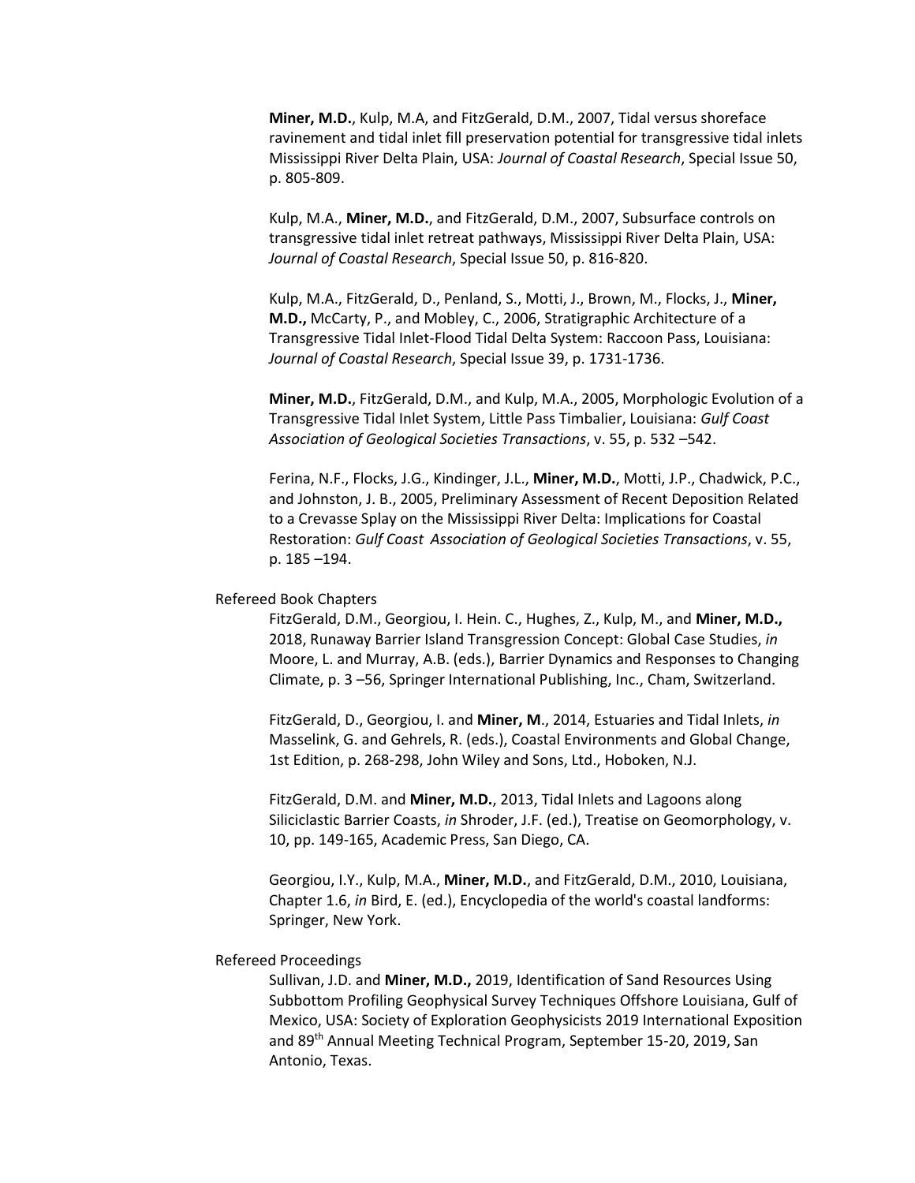**Miner, M.D.**, Kulp, M.A, and FitzGerald, D.M., 2007, Tidal versus shoreface ravinement and tidal inlet fill preservation potential for transgressive tidal inlets Mississippi River Delta Plain, USA: *Journal of Coastal Research*, Special Issue 50, p. 805-809.

Kulp, M.A., **Miner, M.D.**, and FitzGerald, D.M., 2007, Subsurface controls on transgressive tidal inlet retreat pathways, Mississippi River Delta Plain, USA: *Journal of Coastal Research*, Special Issue 50, p. 816-820.

Kulp, M.A., FitzGerald, D., Penland, S., Motti, J., Brown, M., Flocks, J., **Miner, M.D.,** McCarty, P., and Mobley, C., 2006, Stratigraphic Architecture of a Transgressive Tidal Inlet-Flood Tidal Delta System: Raccoon Pass, Louisiana: *Journal of Coastal Research*, Special Issue 39, p. 1731-1736.

**Miner, M.D.**, FitzGerald, D.M., and Kulp, M.A., 2005, Morphologic Evolution of a Transgressive Tidal Inlet System, Little Pass Timbalier, Louisiana: *Gulf Coast Association of Geological Societies Transactions*, v. 55, p. 532 –542.

Ferina, N.F., Flocks, J.G., Kindinger, J.L., **Miner, M.D.**, Motti, J.P., Chadwick, P.C., and Johnston, J. B., 2005, Preliminary Assessment of Recent Deposition Related to a Crevasse Splay on the Mississippi River Delta: Implications for Coastal Restoration: *Gulf Coast Association of Geological Societies Transactions*, v. 55, p. 185 –194.

Refereed Book Chapters

FitzGerald, D.M., Georgiou, I. Hein. C., Hughes, Z., Kulp, M., and **Miner, M.D.,** 2018, Runaway Barrier Island Transgression Concept: Global Case Studies, *in* Moore, L. and Murray, A.B. (eds.), Barrier Dynamics and Responses to Changing Climate, p. 3 –56, Springer International Publishing, Inc., Cham, Switzerland.

FitzGerald, D., Georgiou, I. and **Miner, M**., 2014, Estuaries and Tidal Inlets, *in* Masselink, G. and Gehrels, R. (eds.), Coastal Environments and Global Change, 1st Edition, p. 268-298, John Wiley and Sons, Ltd., Hoboken, N.J.

FitzGerald, D.M. and **Miner, M.D.**, 2013, Tidal Inlets and Lagoons along Siliciclastic Barrier Coasts, *in* Shroder, J.F. (ed.), Treatise on Geomorphology, v. 10, pp. 149-165, Academic Press, San Diego, CA.

Georgiou, I.Y., Kulp, M.A., **Miner, M.D.**, and FitzGerald, D.M., 2010, Louisiana, Chapter 1.6, *in* Bird, E. (ed.), Encyclopedia of the world's coastal landforms: Springer, New York.

Refereed Proceedings

Sullivan, J.D. and **Miner, M.D.,** 2019, Identification of Sand Resources Using Subbottom Profiling Geophysical Survey Techniques Offshore Louisiana, Gulf of Mexico, USA: Society of Exploration Geophysicists 2019 International Exposition and 89th Annual Meeting Technical Program, September 15-20, 2019, San Antonio, Texas.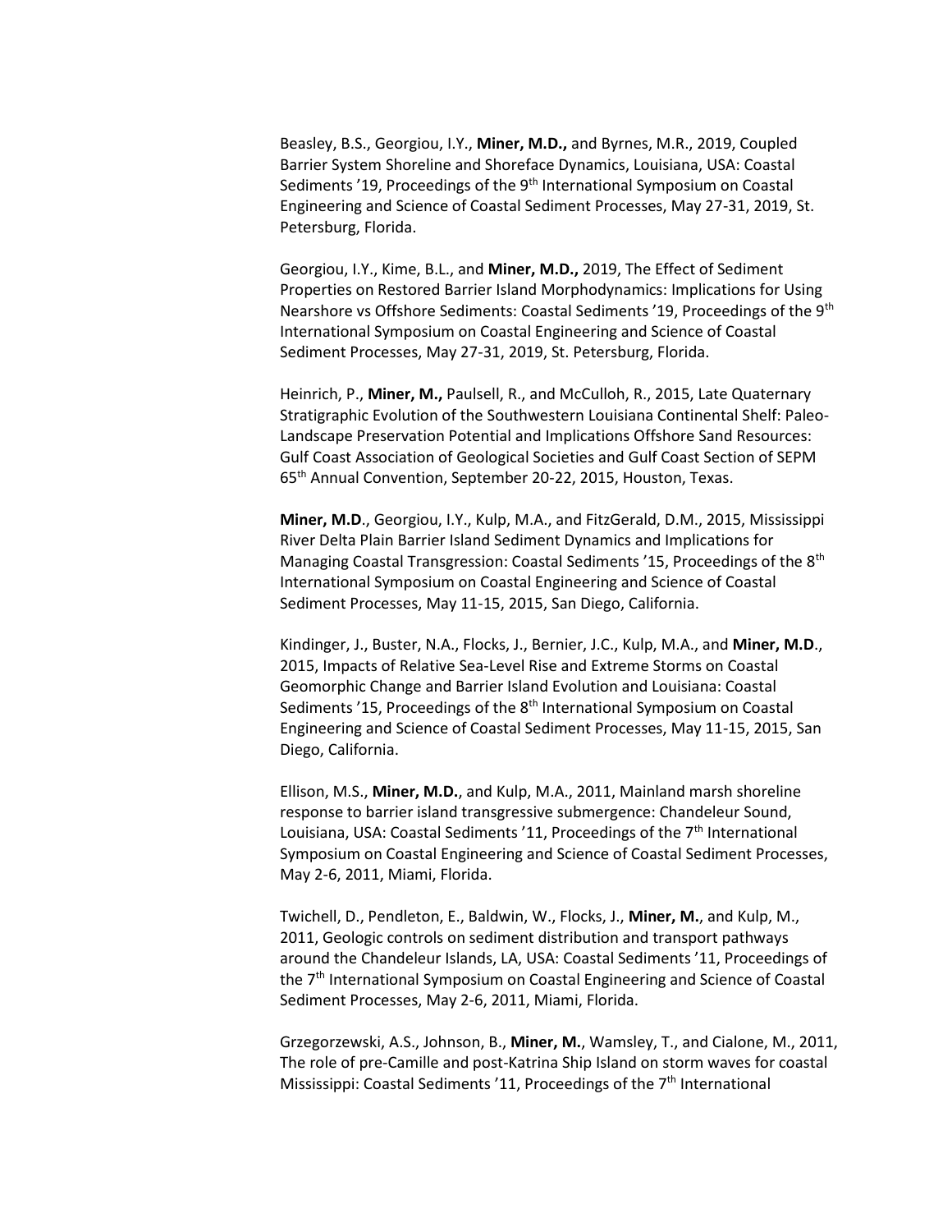Beasley, B.S., Georgiou, I.Y., **Miner, M.D.,** and Byrnes, M.R., 2019, Coupled Barrier System Shoreline and Shoreface Dynamics, Louisiana, USA: Coastal Sediments '19, Proceedings of the 9th International Symposium on Coastal Engineering and Science of Coastal Sediment Processes, May 27-31, 2019, St. Petersburg, Florida.

Georgiou, I.Y., Kime, B.L., and **Miner, M.D.,** 2019, The Effect of Sediment Properties on Restored Barrier Island Morphodynamics: Implications for Using Nearshore vs Offshore Sediments: Coastal Sediments '19, Proceedings of the 9th International Symposium on Coastal Engineering and Science of Coastal Sediment Processes, May 27-31, 2019, St. Petersburg, Florida.

Heinrich, P., **Miner, M.,** Paulsell, R., and McCulloh, R., 2015, Late Quaternary Stratigraphic Evolution of the Southwestern Louisiana Continental Shelf: Paleo-Landscape Preservation Potential and Implications Offshore Sand Resources: Gulf Coast Association of Geological Societies and Gulf Coast Section of SEPM 65th Annual Convention, September 20-22, 2015, Houston, Texas.

**Miner, M.D**., Georgiou, I.Y., Kulp, M.A., and FitzGerald, D.M., 2015, Mississippi River Delta Plain Barrier Island Sediment Dynamics and Implications for Managing Coastal Transgression: Coastal Sediments '15, Proceedings of the 8th International Symposium on Coastal Engineering and Science of Coastal Sediment Processes, May 11-15, 2015, San Diego, California.

Kindinger, J., Buster, N.A., Flocks, J., Bernier, J.C., Kulp, M.A., and **Miner, M.D**., 2015, Impacts of Relative Sea-Level Rise and Extreme Storms on Coastal Geomorphic Change and Barrier Island Evolution and Louisiana: Coastal Sediments '15, Proceedings of the 8th International Symposium on Coastal Engineering and Science of Coastal Sediment Processes, May 11-15, 2015, San Diego, California.

Ellison, M.S., **Miner, M.D.**, and Kulp, M.A., 2011, Mainland marsh shoreline response to barrier island transgressive submergence: Chandeleur Sound, Louisiana, USA: Coastal Sediments '11, Proceedings of the 7th International Symposium on Coastal Engineering and Science of Coastal Sediment Processes, May 2-6, 2011, Miami, Florida.

Twichell, D., Pendleton, E., Baldwin, W., Flocks, J., **Miner, M.**, and Kulp, M., 2011, Geologic controls on sediment distribution and transport pathways around the Chandeleur Islands, LA, USA: Coastal Sediments '11, Proceedings of the 7th International Symposium on Coastal Engineering and Science of Coastal Sediment Processes, May 2-6, 2011, Miami, Florida.

Grzegorzewski, A.S., Johnson, B., **Miner, M.**, Wamsley, T., and Cialone, M., 2011, The role of pre-Camille and post-Katrina Ship Island on storm waves for coastal Mississippi: Coastal Sediments '11, Proceedings of the 7th International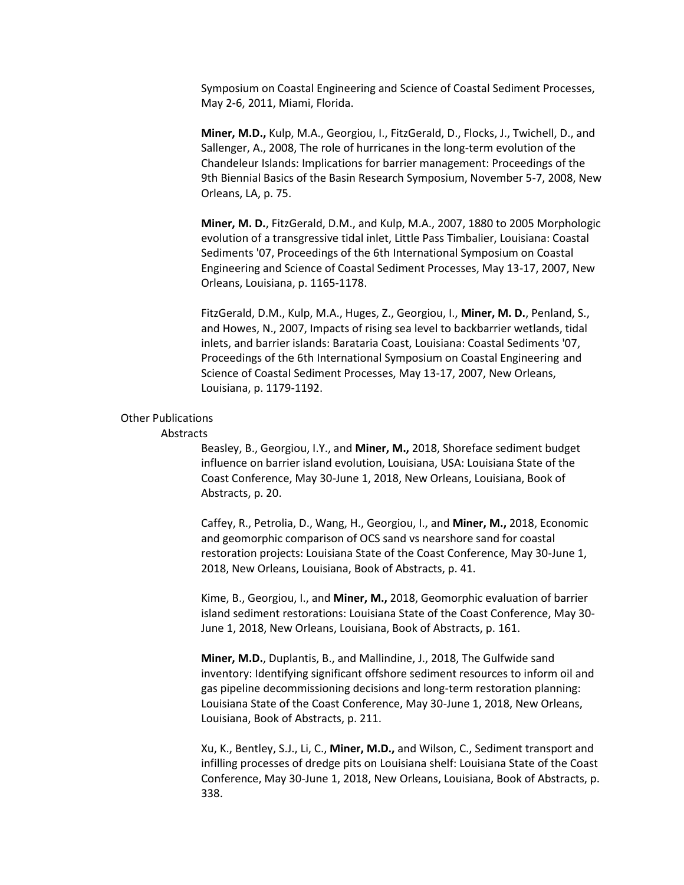Symposium on Coastal Engineering and Science of Coastal Sediment Processes, May 2-6, 2011, Miami, Florida.

**Miner, M.D.,** Kulp, M.A., Georgiou, I., FitzGerald, D., Flocks, J., Twichell, D., and Sallenger, A., 2008, The role of hurricanes in the long-term evolution of the Chandeleur Islands: Implications for barrier management: Proceedings of the 9th Biennial Basics of the Basin Research Symposium, November 5-7, 2008, New Orleans, LA, p. 75.

**Miner, M. D.**, FitzGerald, D.M., and Kulp, M.A., 2007, 1880 to 2005 Morphologic evolution of a transgressive tidal inlet, Little Pass Timbalier, Louisiana: Coastal Sediments '07, Proceedings of the 6th International Symposium on Coastal Engineering and Science of Coastal Sediment Processes, May 13-17, 2007, New Orleans, Louisiana, p. 1165-1178.

FitzGerald, D.M., Kulp, M.A., Huges, Z., Georgiou, I., **Miner, M. D.**, Penland, S., and Howes, N., 2007, Impacts of rising sea level to backbarrier wetlands, tidal inlets, and barrier islands: Barataria Coast, Louisiana: Coastal Sediments '07, Proceedings of the 6th International Symposium on Coastal Engineering and Science of Coastal Sediment Processes, May 13-17, 2007, New Orleans, Louisiana, p. 1179-1192.

## Other Publications

### Abstracts

Beasley, B., Georgiou, I.Y., and **Miner, M.,** 2018, Shoreface sediment budget influence on barrier island evolution, Louisiana, USA: Louisiana State of the Coast Conference, May 30-June 1, 2018, New Orleans, Louisiana, Book of Abstracts, p. 20.

Caffey, R., Petrolia, D., Wang, H., Georgiou, I., and **Miner, M.,** 2018, Economic and geomorphic comparison of OCS sand vs nearshore sand for coastal restoration projects: Louisiana State of the Coast Conference, May 30-June 1, 2018, New Orleans, Louisiana, Book of Abstracts, p. 41.

Kime, B., Georgiou, I., and **Miner, M.,** 2018, Geomorphic evaluation of barrier island sediment restorations: Louisiana State of the Coast Conference, May 30-June 1, 2018, New Orleans, Louisiana, Book of Abstracts, p. 161.

**Miner, M.D.**, Duplantis, B., and Mallindine, J., 2018, The Gulfwide sand inventory: Identifying significant offshore sediment resources to inform oil and gas pipeline decommissioning decisions and long-term restoration planning: Louisiana State of the Coast Conference, May 30-June 1, 2018, New Orleans, Louisiana, Book of Abstracts, p. 211.

Xu, K., Bentley, S.J., Li, C., **Miner, M.D.,** and Wilson, C., Sediment transport and infilling processes of dredge pits on Louisiana shelf: Louisiana State of the Coast Conference, May 30-June 1, 2018, New Orleans, Louisiana, Book of Abstracts, p. 338.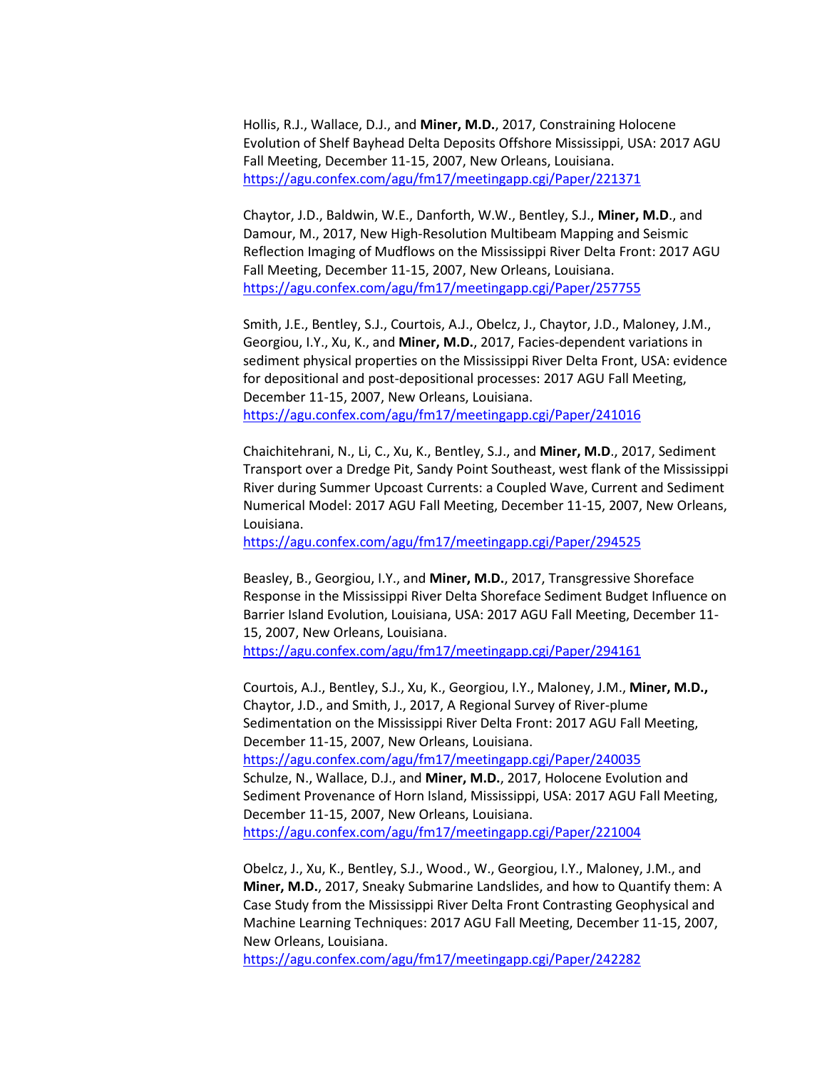Hollis, R.J., Wallace, D.J., and **Miner, M.D.**, 2017, Constraining Holocene Evolution of Shelf Bayhead Delta Deposits Offshore Mississippi, USA: 2017 AGU Fall Meeting, December 11-15, 2007, New Orleans, Louisiana. https://agu.confex.com/agu/fm17/meetingapp.cgi/Paper/221371

Chaytor, J.D., Baldwin, W.E., Danforth, W.W., Bentley, S.J., **Miner, M.D**., and Damour, M., 2017, New High-Resolution Multibeam Mapping and Seismic Reflection Imaging of Mudflows on the Mississippi River Delta Front: 2017 AGU Fall Meeting, December 11-15, 2007, New Orleans, Louisiana. https://agu.confex.com/agu/fm17/meetingapp.cgi/Paper/257755

Smith, J.E., Bentley, S.J., Courtois, A.J., Obelcz, J., Chaytor, J.D., Maloney, J.M., Georgiou, I.Y., Xu, K., and **Miner, M.D.**, 2017, Facies-dependent variations in sediment physical properties on the Mississippi River Delta Front, USA: evidence for depositional and post-depositional processes: 2017 AGU Fall Meeting, December 11-15, 2007, New Orleans, Louisiana. https://agu.confex.com/agu/fm17/meetingapp.cgi/Paper/241016

Chaichitehrani, N., Li, C., Xu, K., Bentley, S.J., and **Miner, M.D**., 2017, Sediment Transport over a Dredge Pit, Sandy Point Southeast, west flank of the Mississippi River during Summer Upcoast Currents: a Coupled Wave, Current and Sediment Numerical Model: 2017 AGU Fall Meeting, December 11-15, 2007, New Orleans, Louisiana. https://agu.confex.com/agu/fm17/meetingapp.cgi/Paper/294525

Beasley, B., Georgiou, I.Y., and **Miner, M.D.**, 2017, Transgressive Shoreface Response in the Mississippi River Delta Shoreface Sediment Budget Influence on Barrier Island Evolution, Louisiana, USA: 2017 AGU Fall Meeting, December 11-15, 2007, New Orleans, Louisiana. https://agu.confex.com/agu/fm17/meetingapp.cgi/Paper/294161

Courtois, A.J., Bentley, S.J., Xu, K., Georgiou, I.Y., Maloney, J.M., **Miner, M.D.,** Chaytor, J.D., and Smith, J., 2017, A Regional Survey of River-plume Sedimentation on the Mississippi River Delta Front: 2017 AGU Fall Meeting, December 11-15, 2007, New Orleans, Louisiana. https://agu.confex.com/agu/fm17/meetingapp.cgi/Paper/240035

Schulze, N., Wallace, D.J., and **Miner, M.D.**, 2017, Holocene Evolution and Sediment Provenance of Horn Island, Mississippi, USA: 2017 AGU Fall Meeting, December 11-15, 2007, New Orleans, Louisiana. https://agu.confex.com/agu/fm17/meetingapp.cgi/Paper/221004

Obelcz, J., Xu, K., Bentley, S.J., Wood., W., Georgiou, I.Y., Maloney, J.M., and **Miner, M.D.**, 2017, Sneaky Submarine Landslides, and how to Quantify them: A Case Study from the Mississippi River Delta Front Contrasting Geophysical and Machine Learning Techniques: 2017 AGU Fall Meeting, December 11-15, 2007, New Orleans, Louisiana. https://agu.confex.com/agu/fm17/meetingapp.cgi/Paper/242282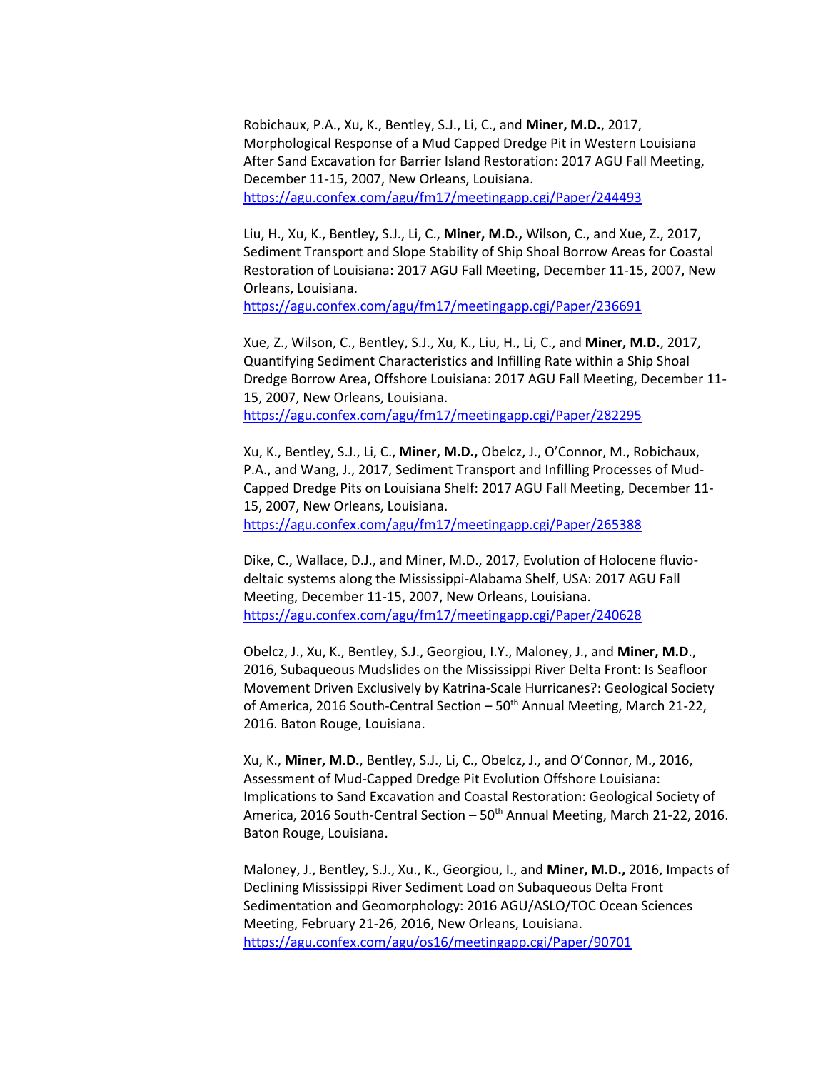Robichaux, P.A., Xu, K., Bentley, S.J., Li, C., and **Miner, M.D.**, 2017, Morphological Response of a Mud Capped Dredge Pit in Western Louisiana After Sand Excavation for Barrier Island Restoration: 2017 AGU Fall Meeting, December 11-15, 2007, New Orleans, Louisiana. https://agu.confex.com/agu/fm17/meetingapp.cgi/Paper/244493

Liu, H., Xu, K., Bentley, S.J., Li, C., **Miner, M.D.,** Wilson, C., and Xue, Z., 2017, Sediment Transport and Slope Stability of Ship Shoal Borrow Areas for Coastal Restoration of Louisiana: 2017 AGU Fall Meeting, December 11-15, 2007, New Orleans, Louisiana. https://agu.confex.com/agu/fm17/meetingapp.cgi/Paper/236691

Xue, Z., Wilson, C., Bentley, S.J., Xu, K., Liu, H., Li, C., and **Miner, M.D.**, 2017, Quantifying Sediment Characteristics and Infilling Rate within a Ship Shoal Dredge Borrow Area, Offshore Louisiana: 2017 AGU Fall Meeting, December 11-15, 2007, New Orleans, Louisiana. https://agu.confex.com/agu/fm17/meetingapp.cgi/Paper/282295

Xu, K., Bentley, S.J., Li, C., **Miner, M.D.,** Obelcz, J., O'Connor, M., Robichaux, P.A., and Wang, J., 2017, Sediment Transport and Infilling Processes of Mud-Capped Dredge Pits on Louisiana Shelf: 2017 AGU Fall Meeting, December 11-15, 2007, New Orleans, Louisiana. https://agu.confex.com/agu/fm17/meetingapp.cgi/Paper/265388

Dike, C., Wallace, D.J., and Miner, M.D., 2017, Evolution of Holocene fluvio-deltaic systems along the Mississippi-Alabama Shelf, USA: 2017 AGU Fall Meeting, December 11-15, 2007, New Orleans, Louisiana. https://agu.confex.com/agu/fm17/meetingapp.cgi/Paper/240628

Obelcz, J., Xu, K., Bentley, S.J., Georgiou, I.Y., Maloney, J., and **Miner, M.D**., 2016, Subaqueous Mudslides on the Mississippi River Delta Front: Is Seafloor Movement Driven Exclusively by Katrina-Scale Hurricanes?: Geological Society of America, 2016 South-Central Section – 50th Annual Meeting, March 21-22, 2016. Baton Rouge, Louisiana.

Xu, K., **Miner, M.D.**, Bentley, S.J., Li, C., Obelcz, J., and O'Connor, M., 2016, Assessment of Mud-Capped Dredge Pit Evolution Offshore Louisiana: Implications to Sand Excavation and Coastal Restoration: Geological Society of America, 2016 South-Central Section – 50th Annual Meeting, March 21-22, 2016. Baton Rouge, Louisiana.

Maloney, J., Bentley, S.J., Xu., K., Georgiou, I., and **Miner, M.D.,** 2016, Impacts of Declining Mississippi River Sediment Load on Subaqueous Delta Front Sedimentation and Geomorphology: 2016 AGU/ASLO/TOC Ocean Sciences Meeting, February 21-26, 2016, New Orleans, Louisiana. https://agu.confex.com/agu/os16/meetingapp.cgi/Paper/90701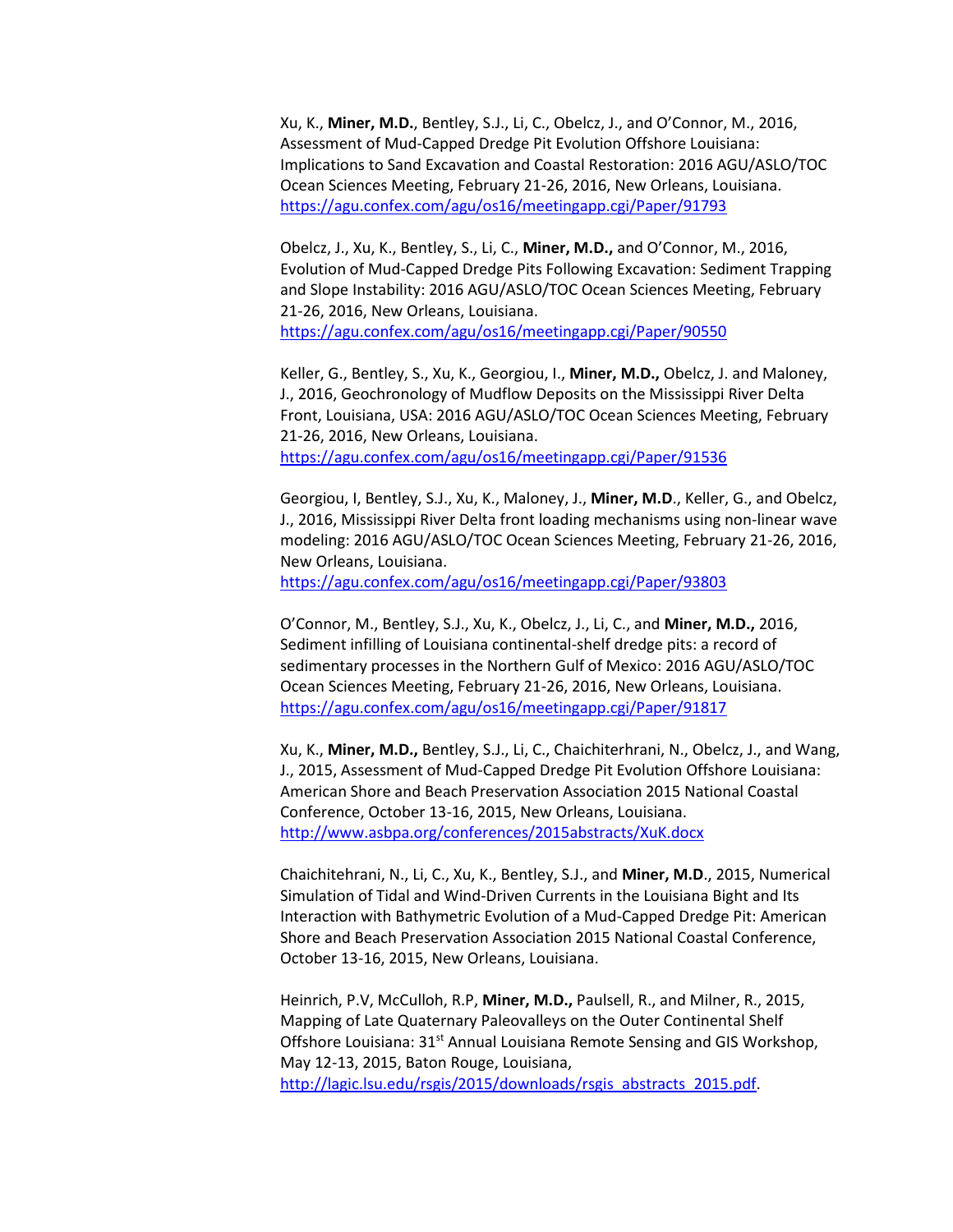Xu, K., **Miner, M.D.**, Bentley, S.J., Li, C., Obelcz, J., and O'Connor, M., 2016, Assessment of Mud-Capped Dredge Pit Evolution Offshore Louisiana: Implications to Sand Excavation and Coastal Restoration: 2016 AGU/ASLO/TOC Ocean Sciences Meeting, February 21-26, 2016, New Orleans, Louisiana. https://agu.confex.com/agu/os16/meetingapp.cgi/Paper/91793

Obelcz, J., Xu, K., Bentley, S., Li, C., **Miner, M.D.,** and O'Connor, M., 2016, Evolution of Mud-Capped Dredge Pits Following Excavation: Sediment Trapping and Slope Instability: 2016 AGU/ASLO/TOC Ocean Sciences Meeting, February 21-26, 2016, New Orleans, Louisiana. https://agu.confex.com/agu/os16/meetingapp.cgi/Paper/90550

Keller, G., Bentley, S., Xu, K., Georgiou, I., **Miner, M.D.,** Obelcz, J. and Maloney, J., 2016, Geochronology of Mudflow Deposits on the Mississippi River Delta Front, Louisiana, USA: 2016 AGU/ASLO/TOC Ocean Sciences Meeting, February 21-26, 2016, New Orleans, Louisiana. https://agu.confex.com/agu/os16/meetingapp.cgi/Paper/91536

Georgiou, I, Bentley, S.J., Xu, K., Maloney, J., **Miner, M.D**., Keller, G., and Obelcz, J., 2016, Mississippi River Delta front loading mechanisms using non-linear wave modeling: 2016 AGU/ASLO/TOC Ocean Sciences Meeting, February 21-26, 2016, New Orleans, Louisiana. https://agu.confex.com/agu/os16/meetingapp.cgi/Paper/93803

O'Connor, M., Bentley, S.J., Xu, K., Obelcz, J., Li, C., and **Miner, M.D.,** 2016, Sediment infilling of Louisiana continental-shelf dredge pits: a record of sedimentary processes in the Northern Gulf of Mexico: 2016 AGU/ASLO/TOC Ocean Sciences Meeting, February 21-26, 2016, New Orleans, Louisiana. https://agu.confex.com/agu/os16/meetingapp.cgi/Paper/91817

Xu, K., **Miner, M.D.,** Bentley, S.J., Li, C., Chaichiterhrani, N., Obelcz, J., and Wang, J., 2015, Assessment of Mud-Capped Dredge Pit Evolution Offshore Louisiana: American Shore and Beach Preservation Association 2015 National Coastal Conference, October 13-16, 2015, New Orleans, Louisiana. http://www.asbpa.org/conferences/2015abstracts/XuK.docx

Chaichitehrani, N., Li, C., Xu, K., Bentley, S.J., and **Miner, M.D**., 2015, Numerical Simulation of Tidal and Wind-Driven Currents in the Louisiana Bight and Its Interaction with Bathymetric Evolution of a Mud-Capped Dredge Pit: American Shore and Beach Preservation Association 2015 National Coastal Conference, October 13-16, 2015, New Orleans, Louisiana.

Heinrich, P.V, McCulloh, R.P, **Miner, M.D.,** Paulsell, R., and Milner, R., 2015, Mapping of Late Quaternary Paleovalleys on the Outer Continental Shelf Offshore Louisiana: 31st Annual Louisiana Remote Sensing and GIS Workshop, May 12-13, 2015, Baton Rouge, Louisiana, http://lagic.lsu.edu/rsgis/2015/downloads/rsgis_abstracts_2015.pdf.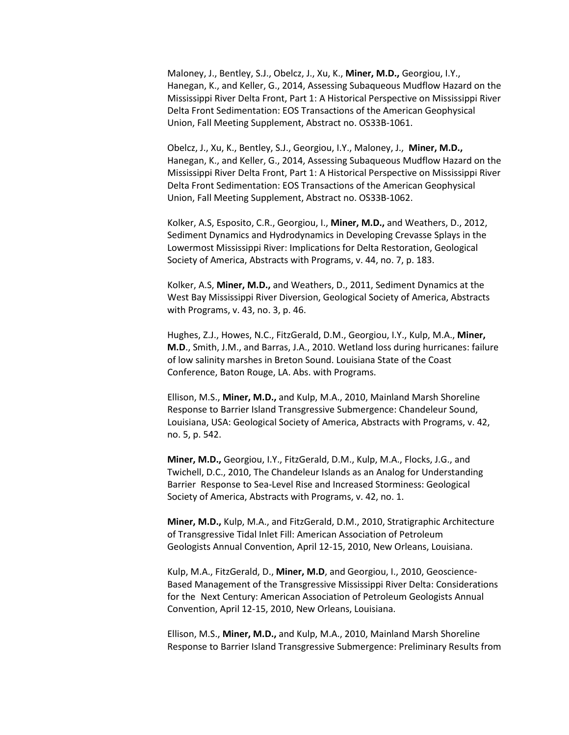Maloney, J., Bentley, S.J., Obelcz, J., Xu, K., **Miner, M.D.,** Georgiou, I.Y., Hanegan, K., and Keller, G., 2014, Assessing Subaqueous Mudflow Hazard on the Mississippi River Delta Front, Part 1: A Historical Perspective on Mississippi River Delta Front Sedimentation: EOS Transactions of the American Geophysical Union, Fall Meeting Supplement, Abstract no. OS33B-1061.

Obelcz, J., Xu, K., Bentley, S.J., Georgiou, I.Y., Maloney, J., **Miner, M.D.,** Hanegan, K., and Keller, G., 2014, Assessing Subaqueous Mudflow Hazard on the Mississippi River Delta Front, Part 1: A Historical Perspective on Mississippi River Delta Front Sedimentation: EOS Transactions of the American Geophysical Union, Fall Meeting Supplement, Abstract no. OS33B-1062.

Kolker, A.S, Esposito, C.R., Georgiou, I., **Miner, M.D.,** and Weathers, D., 2012, Sediment Dynamics and Hydrodynamics in Developing Crevasse Splays in the Lowermost Mississippi River: Implications for Delta Restoration, Geological Society of America, Abstracts with Programs, v. 44, no. 7, p. 183.

Kolker, A.S, **Miner, M.D.,** and Weathers, D., 2011, Sediment Dynamics at the West Bay Mississippi River Diversion, Geological Society of America, Abstracts with Programs, v. 43, no. 3, p. 46.

Hughes, Z.J., Howes, N.C., FitzGerald, D.M., Georgiou, I.Y., Kulp, M.A., **Miner, M.D**., Smith, J.M., and Barras, J.A., 2010. Wetland loss during hurricanes: failure of low salinity marshes in Breton Sound. Louisiana State of the Coast Conference, Baton Rouge, LA. Abs. with Programs.

Ellison, M.S., **Miner, M.D.,** and Kulp, M.A., 2010, Mainland Marsh Shoreline Response to Barrier Island Transgressive Submergence: Chandeleur Sound, Louisiana, USA: Geological Society of America, Abstracts with Programs, v. 42, no. 5, p. 542.

**Miner, M.D.,** Georgiou, I.Y., FitzGerald, D.M., Kulp, M.A., Flocks, J.G., and Twichell, D.C., 2010, The Chandeleur Islands as an Analog for Understanding Barrier Response to Sea-Level Rise and Increased Storminess: Geological Society of America, Abstracts with Programs, v. 42, no. 1.

**Miner, M.D.,** Kulp, M.A., and FitzGerald, D.M., 2010, Stratigraphic Architecture of Transgressive Tidal Inlet Fill: American Association of Petroleum Geologists Annual Convention, April 12-15, 2010, New Orleans, Louisiana.

Kulp, M.A., FitzGerald, D., **Miner, M.D**, and Georgiou, I., 2010, Geoscience-Based Management of the Transgressive Mississippi River Delta: Considerations for the Next Century: American Association of Petroleum Geologists Annual Convention, April 12-15, 2010, New Orleans, Louisiana.

Ellison, M.S., **Miner, M.D.,** and Kulp, M.A., 2010, Mainland Marsh Shoreline Response to Barrier Island Transgressive Submergence: Preliminary Results from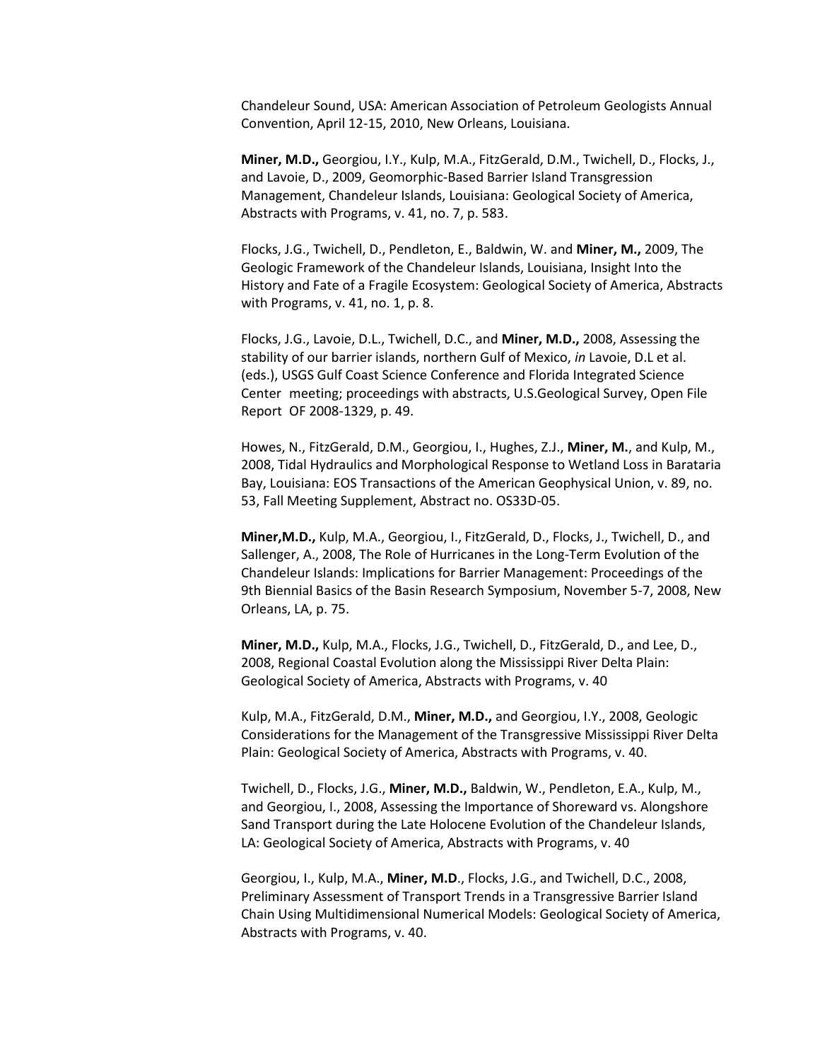Chandeleur Sound, USA: American Association of Petroleum Geologists Annual Convention, April 12-15, 2010, New Orleans, Louisiana.

**Miner, M.D.,** Georgiou, I.Y., Kulp, M.A., FitzGerald, D.M., Twichell, D., Flocks, J., and Lavoie, D., 2009, Geomorphic-Based Barrier Island Transgression Management, Chandeleur Islands, Louisiana: Geological Society of America, Abstracts with Programs, v. 41, no. 7, p. 583.

Flocks, J.G., Twichell, D., Pendleton, E., Baldwin, W. and **Miner, M.,** 2009, The Geologic Framework of the Chandeleur Islands, Louisiana, Insight Into the History and Fate of a Fragile Ecosystem: Geological Society of America, Abstracts with Programs, v. 41, no. 1, p. 8.

Flocks, J.G., Lavoie, D.L., Twichell, D.C., and **Miner, M.D.,** 2008, Assessing the stability of our barrier islands, northern Gulf of Mexico, *in* Lavoie, D.L et al. (eds.), USGS Gulf Coast Science Conference and Florida Integrated Science Center meeting; proceedings with abstracts, U.S.Geological Survey, Open File Report OF 2008-1329, p. 49.

Howes, N., FitzGerald, D.M., Georgiou, I., Hughes, Z.J., **Miner, M.**, and Kulp, M., 2008, Tidal Hydraulics and Morphological Response to Wetland Loss in Barataria Bay, Louisiana: EOS Transactions of the American Geophysical Union, v. 89, no. 53, Fall Meeting Supplement, Abstract no. OS33D-05.

**Miner,M.D.,** Kulp, M.A., Georgiou, I., FitzGerald, D., Flocks, J., Twichell, D., and Sallenger, A., 2008, The Role of Hurricanes in the Long-Term Evolution of the Chandeleur Islands: Implications for Barrier Management: Proceedings of the 9th Biennial Basics of the Basin Research Symposium, November 5-7, 2008, New Orleans, LA, p. 75.

**Miner, M.D.,** Kulp, M.A., Flocks, J.G., Twichell, D., FitzGerald, D., and Lee, D., 2008, Regional Coastal Evolution along the Mississippi River Delta Plain: Geological Society of America, Abstracts with Programs, v. 40

Kulp, M.A., FitzGerald, D.M., **Miner, M.D.,** and Georgiou, I.Y., 2008, Geologic Considerations for the Management of the Transgressive Mississippi River Delta Plain: Geological Society of America, Abstracts with Programs, v. 40.

Twichell, D., Flocks, J.G., **Miner, M.D.,** Baldwin, W., Pendleton, E.A., Kulp, M., and Georgiou, I., 2008, Assessing the Importance of Shoreward vs. Alongshore Sand Transport during the Late Holocene Evolution of the Chandeleur Islands, LA: Geological Society of America, Abstracts with Programs, v. 40

Georgiou, I., Kulp, M.A., **Miner, M.D**., Flocks, J.G., and Twichell, D.C., 2008, Preliminary Assessment of Transport Trends in a Transgressive Barrier Island Chain Using Multidimensional Numerical Models: Geological Society of America, Abstracts with Programs, v. 40.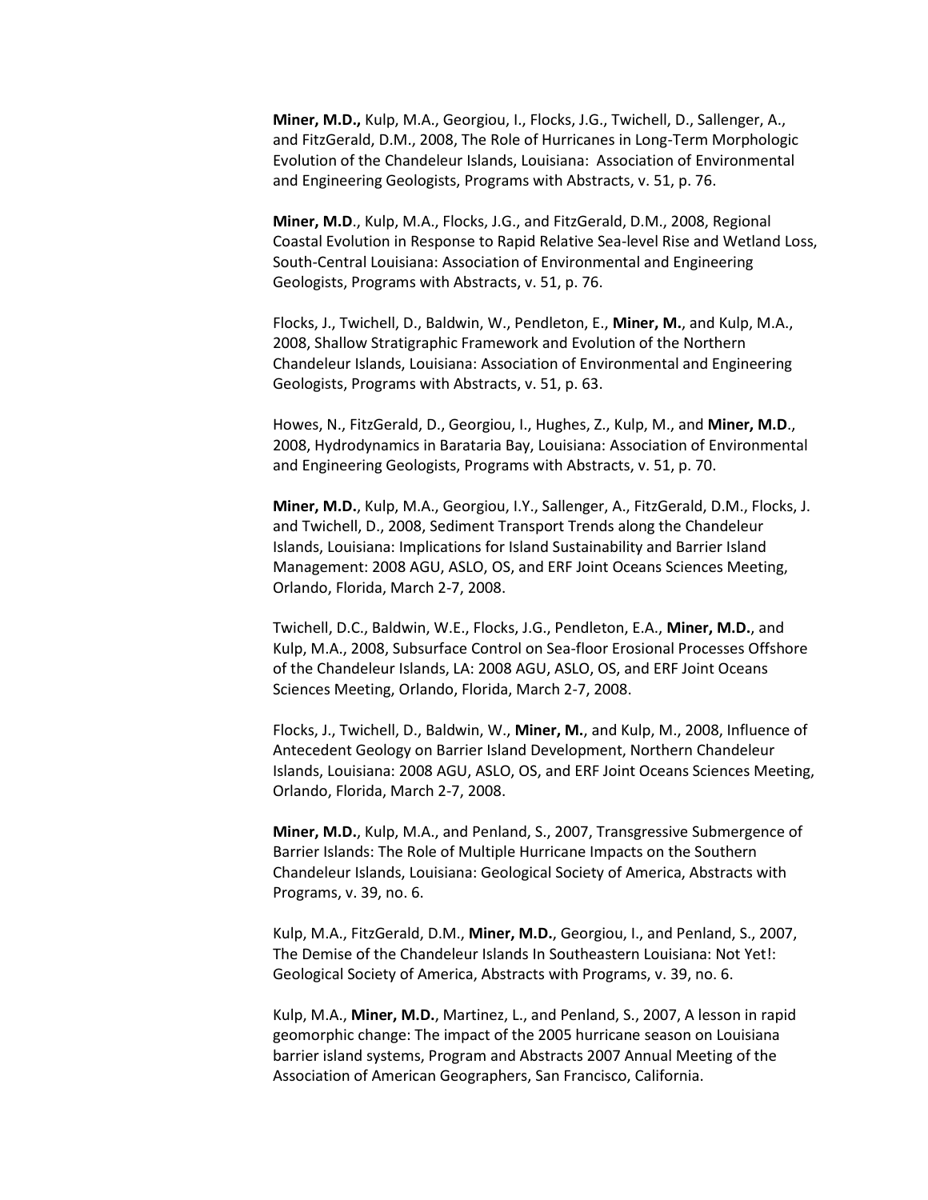**Miner, M.D.,** Kulp, M.A., Georgiou, I., Flocks, J.G., Twichell, D., Sallenger, A., and FitzGerald, D.M., 2008, The Role of Hurricanes in Long-Term Morphologic Evolution of the Chandeleur Islands, Louisiana: Association of Environmental and Engineering Geologists, Programs with Abstracts, v. 51, p. 76.

**Miner, M.D**., Kulp, M.A., Flocks, J.G., and FitzGerald, D.M., 2008, Regional Coastal Evolution in Response to Rapid Relative Sea-level Rise and Wetland Loss, South-Central Louisiana: Association of Environmental and Engineering Geologists, Programs with Abstracts, v. 51, p. 76.

Flocks, J., Twichell, D., Baldwin, W., Pendleton, E., **Miner, M.**, and Kulp, M.A., 2008, Shallow Stratigraphic Framework and Evolution of the Northern Chandeleur Islands, Louisiana: Association of Environmental and Engineering Geologists, Programs with Abstracts, v. 51, p. 63.

Howes, N., FitzGerald, D., Georgiou, I., Hughes, Z., Kulp, M., and **Miner, M.D**., 2008, Hydrodynamics in Barataria Bay, Louisiana: Association of Environmental and Engineering Geologists, Programs with Abstracts, v. 51, p. 70.

**Miner, M.D.**, Kulp, M.A., Georgiou, I.Y., Sallenger, A., FitzGerald, D.M., Flocks, J. and Twichell, D., 2008, Sediment Transport Trends along the Chandeleur Islands, Louisiana: Implications for Island Sustainability and Barrier Island Management: 2008 AGU, ASLO, OS, and ERF Joint Oceans Sciences Meeting, Orlando, Florida, March 2-7, 2008.

Twichell, D.C., Baldwin, W.E., Flocks, J.G., Pendleton, E.A., **Miner, M.D.**, and Kulp, M.A., 2008, Subsurface Control on Sea-floor Erosional Processes Offshore of the Chandeleur Islands, LA: 2008 AGU, ASLO, OS, and ERF Joint Oceans Sciences Meeting, Orlando, Florida, March 2-7, 2008.

Flocks, J., Twichell, D., Baldwin, W., **Miner, M.**, and Kulp, M., 2008, Influence of Antecedent Geology on Barrier Island Development, Northern Chandeleur Islands, Louisiana: 2008 AGU, ASLO, OS, and ERF Joint Oceans Sciences Meeting, Orlando, Florida, March 2-7, 2008.

**Miner, M.D.**, Kulp, M.A., and Penland, S., 2007, Transgressive Submergence of Barrier Islands: The Role of Multiple Hurricane Impacts on the Southern Chandeleur Islands, Louisiana: Geological Society of America, Abstracts with Programs, v. 39, no. 6.

Kulp, M.A., FitzGerald, D.M., **Miner, M.D.**, Georgiou, I., and Penland, S., 2007, The Demise of the Chandeleur Islands In Southeastern Louisiana: Not Yet!: Geological Society of America, Abstracts with Programs, v. 39, no. 6.

Kulp, M.A., **Miner, M.D.**, Martinez, L., and Penland, S., 2007, A lesson in rapid geomorphic change: The impact of the 2005 hurricane season on Louisiana barrier island systems, Program and Abstracts 2007 Annual Meeting of the Association of American Geographers, San Francisco, California.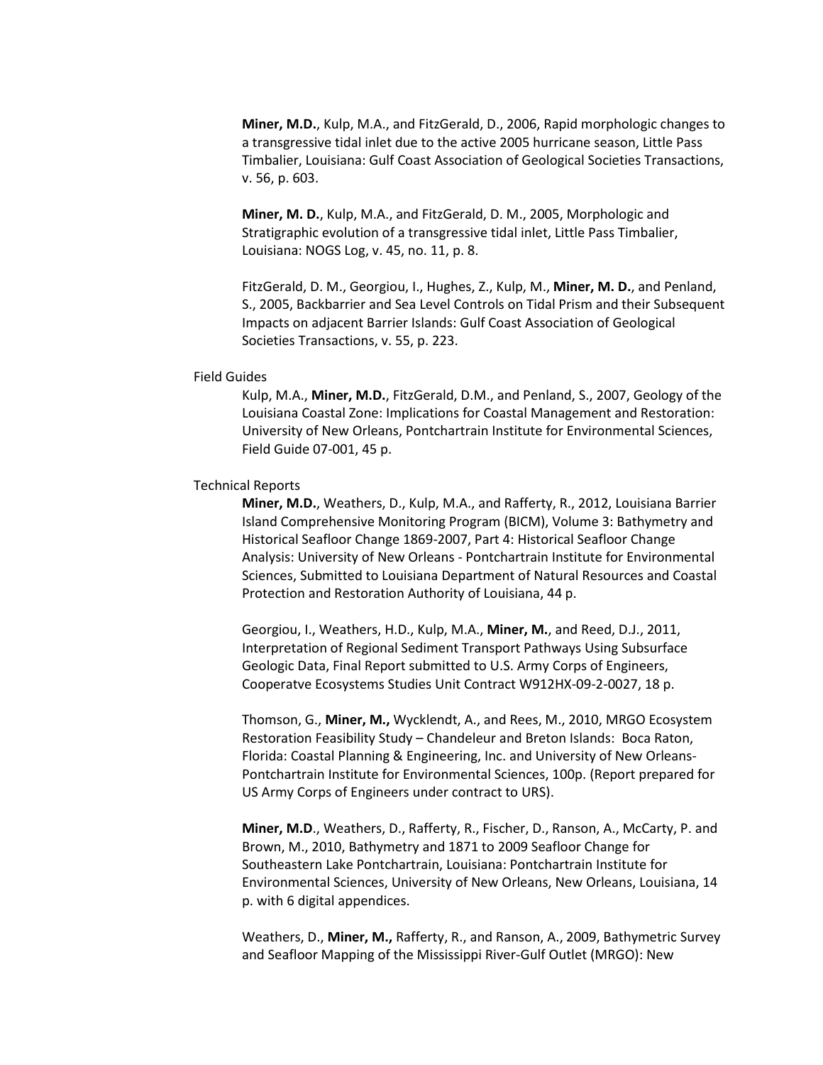**Miner, M.D.**, Kulp, M.A., and FitzGerald, D., 2006, Rapid morphologic changes to a transgressive tidal inlet due to the active 2005 hurricane season, Little Pass Timbalier, Louisiana: Gulf Coast Association of Geological Societies Transactions, v. 56, p. 603.

**Miner, M. D.**, Kulp, M.A., and FitzGerald, D. M., 2005, Morphologic and Stratigraphic evolution of a transgressive tidal inlet, Little Pass Timbalier, Louisiana: NOGS Log, v. 45, no. 11, p. 8.

FitzGerald, D. M., Georgiou, I., Hughes, Z., Kulp, M., **Miner, M. D.**, and Penland, S., 2005, Backbarrier and Sea Level Controls on Tidal Prism and their Subsequent Impacts on adjacent Barrier Islands: Gulf Coast Association of Geological Societies Transactions, v. 55, p. 223.

Field Guides

Kulp, M.A., **Miner, M.D.**, FitzGerald, D.M., and Penland, S., 2007, Geology of the Louisiana Coastal Zone: Implications for Coastal Management and Restoration: University of New Orleans, Pontchartrain Institute for Environmental Sciences, Field Guide 07-001, 45 p.

Technical Reports

**Miner, M.D.**, Weathers, D., Kulp, M.A., and Rafferty, R., 2012, Louisiana Barrier Island Comprehensive Monitoring Program (BICM), Volume 3: Bathymetry and Historical Seafloor Change 1869-2007, Part 4: Historical Seafloor Change Analysis: University of New Orleans - Pontchartrain Institute for Environmental Sciences, Submitted to Louisiana Department of Natural Resources and Coastal Protection and Restoration Authority of Louisiana, 44 p.

Georgiou, I., Weathers, H.D., Kulp, M.A., **Miner, M.**, and Reed, D.J., 2011, Interpretation of Regional Sediment Transport Pathways Using Subsurface Geologic Data, Final Report submitted to U.S. Army Corps of Engineers, Cooperatve Ecosystems Studies Unit Contract W912HX-09-2-0027, 18 p.

Thomson, G., **Miner, M.,** Wycklendt, A., and Rees, M., 2010, MRGO Ecosystem Restoration Feasibility Study – Chandeleur and Breton Islands: Boca Raton, Florida: Coastal Planning & Engineering, Inc. and University of New Orleans-Pontchartrain Institute for Environmental Sciences, 100p. (Report prepared for US Army Corps of Engineers under contract to URS).

**Miner, M.D**., Weathers, D., Rafferty, R., Fischer, D., Ranson, A., McCarty, P. and Brown, M., 2010, Bathymetry and 1871 to 2009 Seafloor Change for Southeastern Lake Pontchartrain, Louisiana: Pontchartrain Institute for Environmental Sciences, University of New Orleans, New Orleans, Louisiana, 14 p. with 6 digital appendices.

Weathers, D., **Miner, M.,** Rafferty, R., and Ranson, A., 2009, Bathymetric Survey and Seafloor Mapping of the Mississippi River-Gulf Outlet (MRGO): New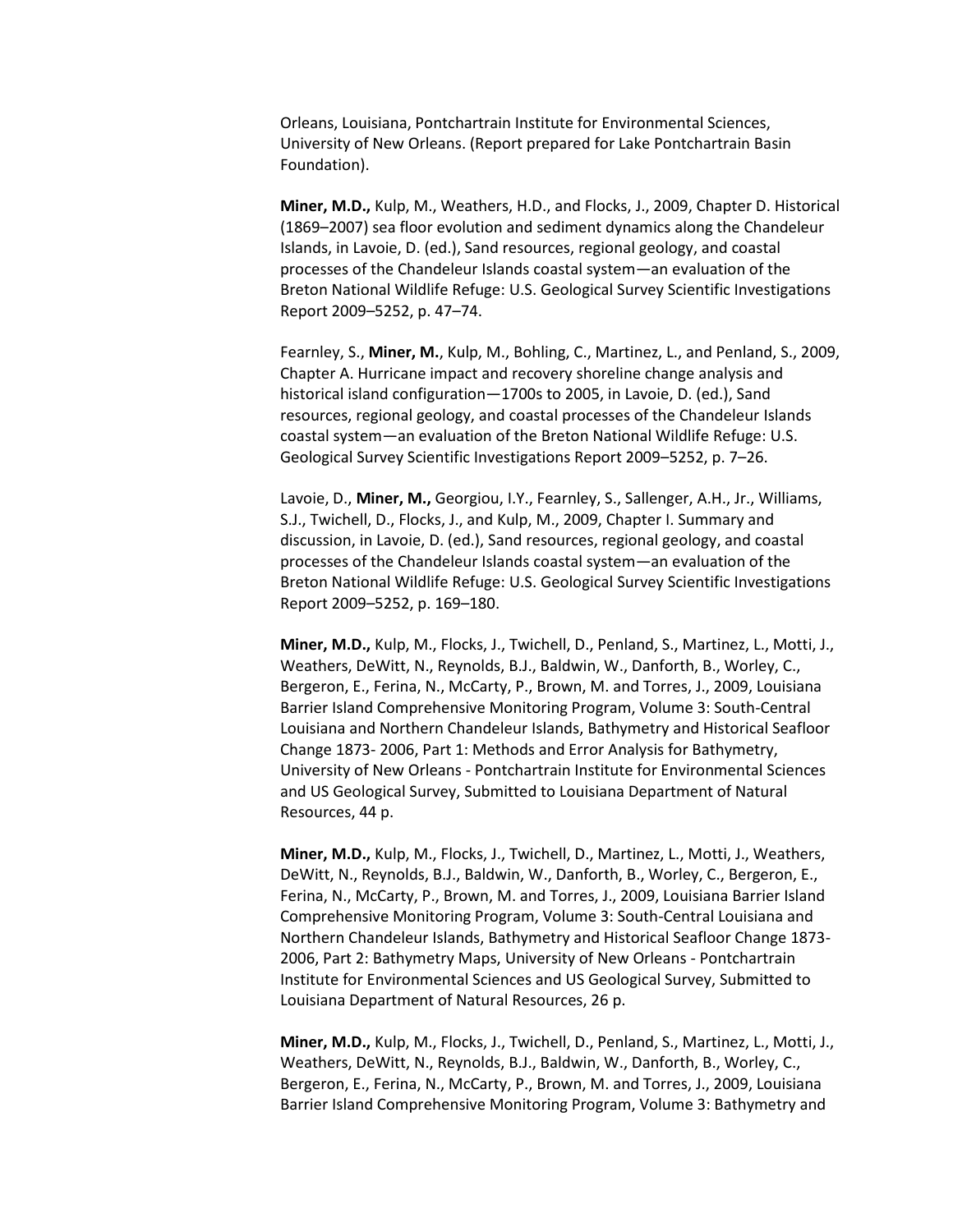Orleans, Louisiana, Pontchartrain Institute for Environmental Sciences, University of New Orleans. (Report prepared for Lake Pontchartrain Basin Foundation).

**Miner, M.D.,** Kulp, M., Weathers, H.D., and Flocks, J., 2009, Chapter D. Historical (1869–2007) sea floor evolution and sediment dynamics along the Chandeleur Islands, in Lavoie, D. (ed.), Sand resources, regional geology, and coastal processes of the Chandeleur Islands coastal system—an evaluation of the Breton National Wildlife Refuge: U.S. Geological Survey Scientific Investigations Report 2009–5252, p. 47–74.

Fearnley, S., **Miner, M.**, Kulp, M., Bohling, C., Martinez, L., and Penland, S., 2009, Chapter A. Hurricane impact and recovery shoreline change analysis and historical island configuration—1700s to 2005, in Lavoie, D. (ed.), Sand resources, regional geology, and coastal processes of the Chandeleur Islands coastal system—an evaluation of the Breton National Wildlife Refuge: U.S. Geological Survey Scientific Investigations Report 2009–5252, p. 7–26.

Lavoie, D., **Miner, M.,** Georgiou, I.Y., Fearnley, S., Sallenger, A.H., Jr., Williams, S.J., Twichell, D., Flocks, J., and Kulp, M., 2009, Chapter I. Summary and discussion, in Lavoie, D. (ed.), Sand resources, regional geology, and coastal processes of the Chandeleur Islands coastal system—an evaluation of the Breton National Wildlife Refuge: U.S. Geological Survey Scientific Investigations Report 2009–5252, p. 169–180.

**Miner, M.D.,** Kulp, M., Flocks, J., Twichell, D., Penland, S., Martinez, L., Motti, J., Weathers, DeWitt, N., Reynolds, B.J., Baldwin, W., Danforth, B., Worley, C., Bergeron, E., Ferina, N., McCarty, P., Brown, M. and Torres, J., 2009, Louisiana Barrier Island Comprehensive Monitoring Program, Volume 3: South-Central Louisiana and Northern Chandeleur Islands, Bathymetry and Historical Seafloor Change 1873- 2006, Part 1: Methods and Error Analysis for Bathymetry, University of New Orleans - Pontchartrain Institute for Environmental Sciences and US Geological Survey, Submitted to Louisiana Department of Natural Resources, 44 p.

**Miner, M.D.,** Kulp, M., Flocks, J., Twichell, D., Martinez, L., Motti, J., Weathers, DeWitt, N., Reynolds, B.J., Baldwin, W., Danforth, B., Worley, C., Bergeron, E., Ferina, N., McCarty, P., Brown, M. and Torres, J., 2009, Louisiana Barrier Island Comprehensive Monitoring Program, Volume 3: South-Central Louisiana and Northern Chandeleur Islands, Bathymetry and Historical Seafloor Change 1873- 2006, Part 2: Bathymetry Maps, University of New Orleans - Pontchartrain Institute for Environmental Sciences and US Geological Survey, Submitted to Louisiana Department of Natural Resources, 26 p.

**Miner, M.D.,** Kulp, M., Flocks, J., Twichell, D., Penland, S., Martinez, L., Motti, J., Weathers, DeWitt, N., Reynolds, B.J., Baldwin, W., Danforth, B., Worley, C., Bergeron, E., Ferina, N., McCarty, P., Brown, M. and Torres, J., 2009, Louisiana Barrier Island Comprehensive Monitoring Program, Volume 3: Bathymetry and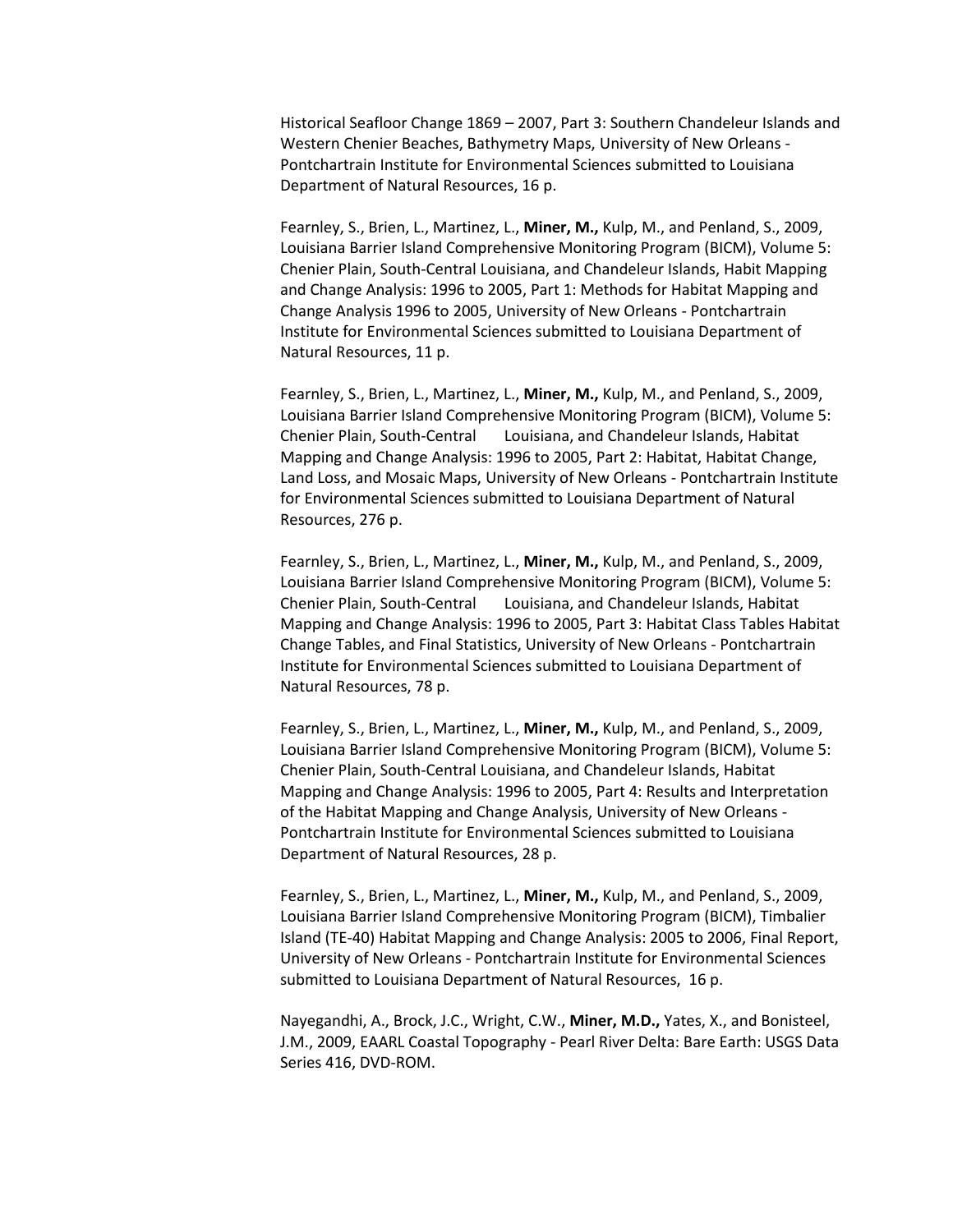Historical Seafloor Change 1869 – 2007, Part 3: Southern Chandeleur Islands and Western Chenier Beaches, Bathymetry Maps, University of New Orleans - Pontchartrain Institute for Environmental Sciences submitted to Louisiana Department of Natural Resources, 16 p.

Fearnley, S., Brien, L., Martinez, L., **Miner, M.,** Kulp, M., and Penland, S., 2009, Louisiana Barrier Island Comprehensive Monitoring Program (BICM), Volume 5: Chenier Plain, South-Central Louisiana, and Chandeleur Islands, Habit Mapping and Change Analysis: 1996 to 2005, Part 1: Methods for Habitat Mapping and Change Analysis 1996 to 2005, University of New Orleans - Pontchartrain Institute for Environmental Sciences submitted to Louisiana Department of Natural Resources, 11 p.

Fearnley, S., Brien, L., Martinez, L., **Miner, M.,** Kulp, M., and Penland, S., 2009, Louisiana Barrier Island Comprehensive Monitoring Program (BICM), Volume 5: Chenier Plain, South-Central Louisiana, and Chandeleur Islands, Habitat Mapping and Change Analysis: 1996 to 2005, Part 2: Habitat, Habitat Change, Land Loss, and Mosaic Maps, University of New Orleans - Pontchartrain Institute for Environmental Sciences submitted to Louisiana Department of Natural Resources, 276 p.

Fearnley, S., Brien, L., Martinez, L., **Miner, M.,** Kulp, M., and Penland, S., 2009, Louisiana Barrier Island Comprehensive Monitoring Program (BICM), Volume 5: Chenier Plain, South-Central Louisiana, and Chandeleur Islands, Habitat Mapping and Change Analysis: 1996 to 2005, Part 3: Habitat Class Tables Habitat Change Tables, and Final Statistics, University of New Orleans - Pontchartrain Institute for Environmental Sciences submitted to Louisiana Department of Natural Resources, 78 p.

Fearnley, S., Brien, L., Martinez, L., **Miner, M.,** Kulp, M., and Penland, S., 2009, Louisiana Barrier Island Comprehensive Monitoring Program (BICM), Volume 5: Chenier Plain, South-Central Louisiana, and Chandeleur Islands, Habitat Mapping and Change Analysis: 1996 to 2005, Part 4: Results and Interpretation of the Habitat Mapping and Change Analysis, University of New Orleans - Pontchartrain Institute for Environmental Sciences submitted to Louisiana Department of Natural Resources, 28 p.

Fearnley, S., Brien, L., Martinez, L., **Miner, M.,** Kulp, M., and Penland, S., 2009, Louisiana Barrier Island Comprehensive Monitoring Program (BICM), Timbalier Island (TE-40) Habitat Mapping and Change Analysis: 2005 to 2006, Final Report, University of New Orleans - Pontchartrain Institute for Environmental Sciences submitted to Louisiana Department of Natural Resources, 16 p.

Nayegandhi, A., Brock, J.C., Wright, C.W., **Miner, M.D.,** Yates, X., and Bonisteel, J.M., 2009, EAARL Coastal Topography - Pearl River Delta: Bare Earth: USGS Data Series 416, DVD-ROM.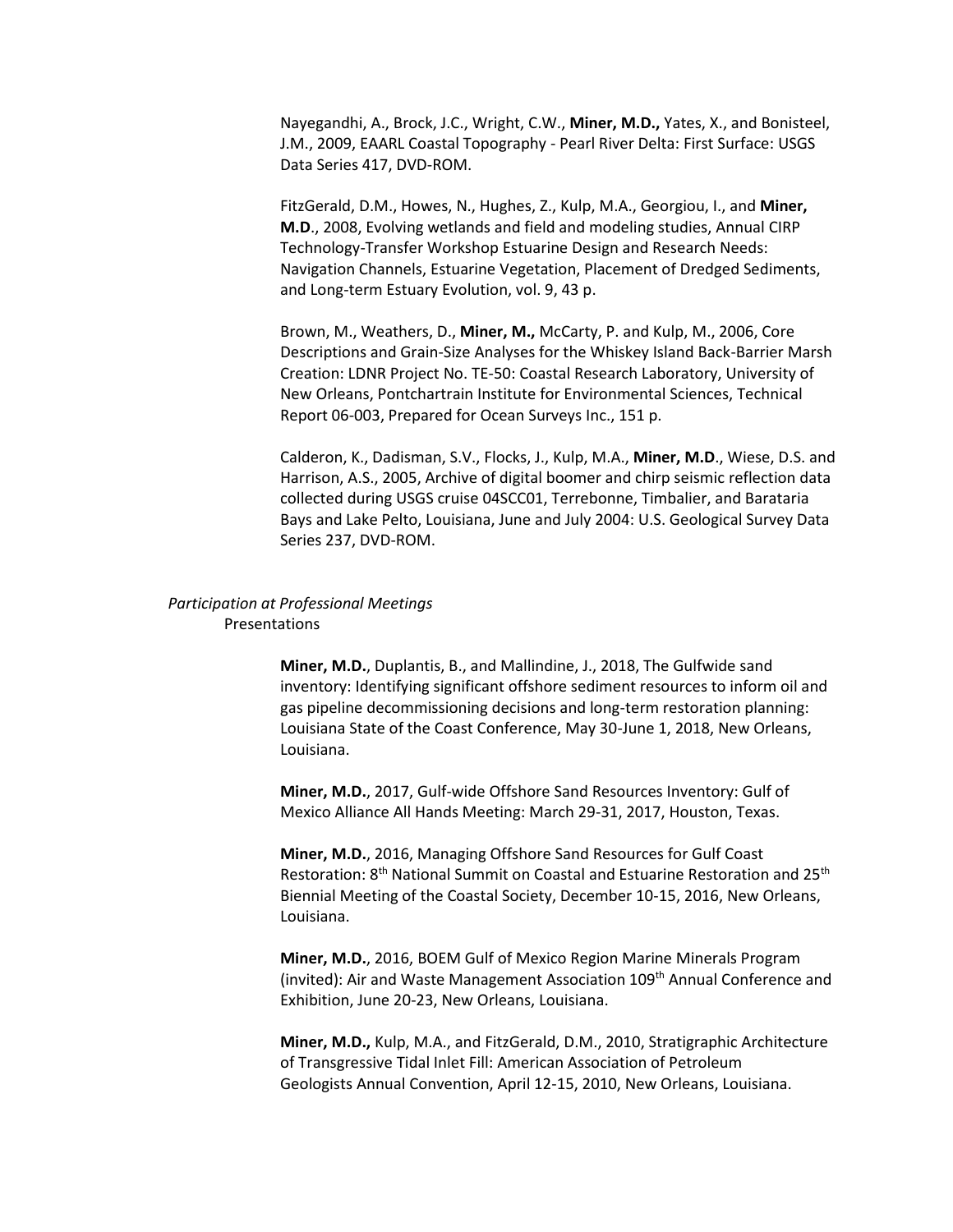Nayegandhi, A., Brock, J.C., Wright, C.W., **Miner, M.D.,** Yates, X., and Bonisteel, J.M., 2009, EAARL Coastal Topography - Pearl River Delta: First Surface: USGS Data Series 417, DVD-ROM.

FitzGerald, D.M., Howes, N., Hughes, Z., Kulp, M.A., Georgiou, I., and **Miner, M.D**., 2008, Evolving wetlands and field and modeling studies, Annual CIRP Technology-Transfer Workshop Estuarine Design and Research Needs: Navigation Channels, Estuarine Vegetation, Placement of Dredged Sediments, and Long-term Estuary Evolution, vol. 9, 43 p.

Brown, M., Weathers, D., **Miner, M.,** McCarty, P. and Kulp, M., 2006, Core Descriptions and Grain-Size Analyses for the Whiskey Island Back-Barrier Marsh Creation: LDNR Project No. TE-50: Coastal Research Laboratory, University of New Orleans, Pontchartrain Institute for Environmental Sciences, Technical Report 06-003, Prepared for Ocean Surveys Inc., 151 p.

Calderon, K., Dadisman, S.V., Flocks, J., Kulp, M.A., **Miner, M.D**., Wiese, D.S. and Harrison, A.S., 2005, Archive of digital boomer and chirp seismic reflection data collected during USGS cruise 04SCC01, Terrebonne, Timbalier, and Barataria Bays and Lake Pelto, Louisiana, June and July 2004: U.S. Geological Survey Data Series 237, DVD-ROM.

*Participation at Professional Meetings*

Presentations

**Miner, M.D.**, Duplantis, B., and Mallindine, J., 2018, The Gulfwide sand inventory: Identifying significant offshore sediment resources to inform oil and gas pipeline decommissioning decisions and long-term restoration planning: Louisiana State of the Coast Conference, May 30-June 1, 2018, New Orleans, Louisiana.

**Miner, M.D.**, 2017, Gulf-wide Offshore Sand Resources Inventory: Gulf of Mexico Alliance All Hands Meeting: March 29-31, 2017, Houston, Texas.

**Miner, M.D.**, 2016, Managing Offshore Sand Resources for Gulf Coast Restoration: 8th National Summit on Coastal and Estuarine Restoration and 25th Biennial Meeting of the Coastal Society, December 10-15, 2016, New Orleans, Louisiana.

**Miner, M.D.**, 2016, BOEM Gulf of Mexico Region Marine Minerals Program (invited): Air and Waste Management Association 109th Annual Conference and Exhibition, June 20-23, New Orleans, Louisiana.

**Miner, M.D.,** Kulp, M.A., and FitzGerald, D.M., 2010, Stratigraphic Architecture of Transgressive Tidal Inlet Fill: American Association of Petroleum Geologists Annual Convention, April 12-15, 2010, New Orleans, Louisiana.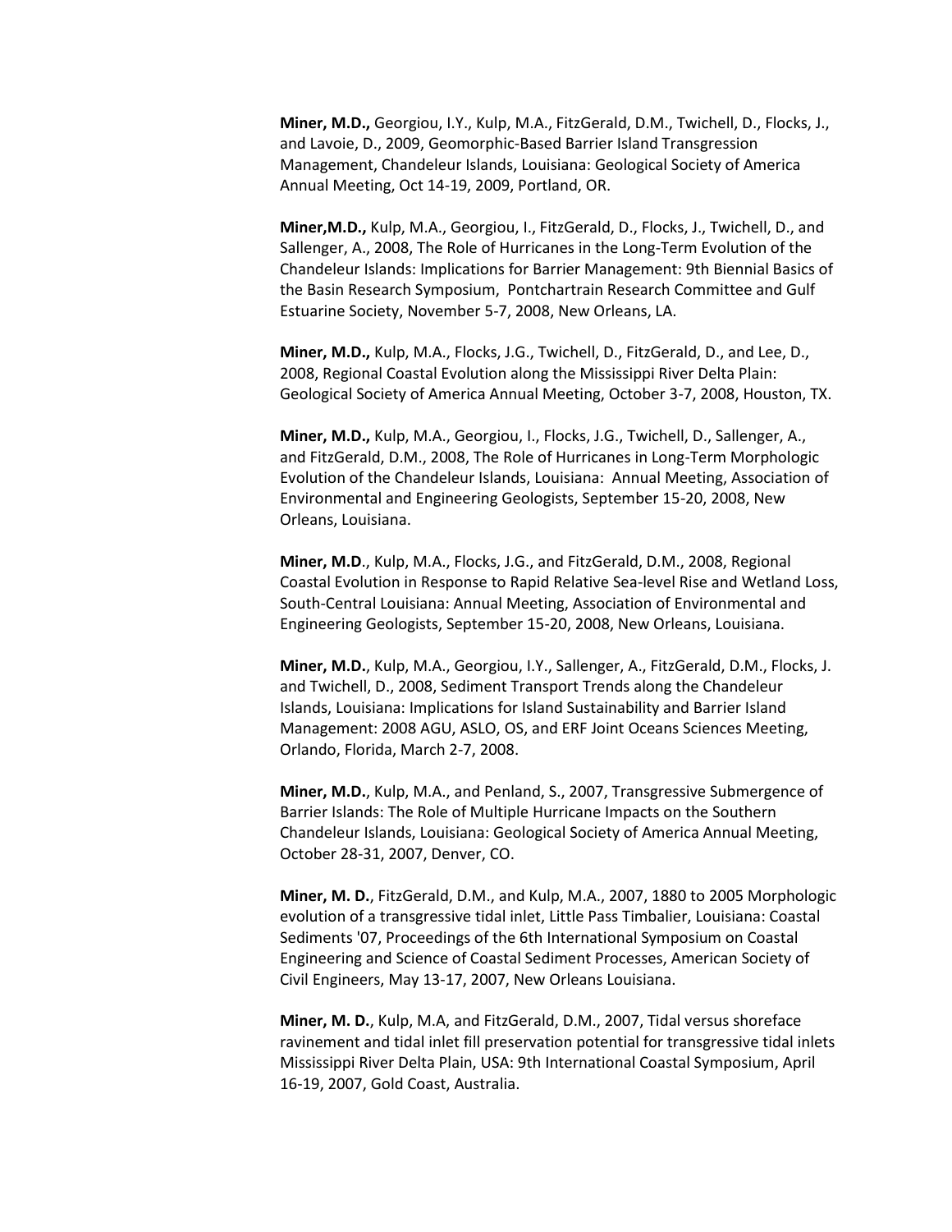**Miner, M.D.,** Georgiou, I.Y., Kulp, M.A., FitzGerald, D.M., Twichell, D., Flocks, J., and Lavoie, D., 2009, Geomorphic-Based Barrier Island Transgression Management, Chandeleur Islands, Louisiana: Geological Society of America Annual Meeting, Oct 14-19, 2009, Portland, OR.

**Miner,M.D.,** Kulp, M.A., Georgiou, I., FitzGerald, D., Flocks, J., Twichell, D., and Sallenger, A., 2008, The Role of Hurricanes in the Long-Term Evolution of the Chandeleur Islands: Implications for Barrier Management: 9th Biennial Basics of the Basin Research Symposium, Pontchartrain Research Committee and Gulf Estuarine Society, November 5-7, 2008, New Orleans, LA.

**Miner, M.D.,** Kulp, M.A., Flocks, J.G., Twichell, D., FitzGerald, D., and Lee, D., 2008, Regional Coastal Evolution along the Mississippi River Delta Plain: Geological Society of America Annual Meeting, October 3-7, 2008, Houston, TX.

**Miner, M.D.,** Kulp, M.A., Georgiou, I., Flocks, J.G., Twichell, D., Sallenger, A., and FitzGerald, D.M., 2008, The Role of Hurricanes in Long-Term Morphologic Evolution of the Chandeleur Islands, Louisiana: Annual Meeting, Association of Environmental and Engineering Geologists, September 15-20, 2008, New Orleans, Louisiana.

**Miner, M.D**., Kulp, M.A., Flocks, J.G., and FitzGerald, D.M., 2008, Regional Coastal Evolution in Response to Rapid Relative Sea-level Rise and Wetland Loss, South-Central Louisiana: Annual Meeting, Association of Environmental and Engineering Geologists, September 15-20, 2008, New Orleans, Louisiana.

**Miner, M.D.**, Kulp, M.A., Georgiou, I.Y., Sallenger, A., FitzGerald, D.M., Flocks, J. and Twichell, D., 2008, Sediment Transport Trends along the Chandeleur Islands, Louisiana: Implications for Island Sustainability and Barrier Island Management: 2008 AGU, ASLO, OS, and ERF Joint Oceans Sciences Meeting, Orlando, Florida, March 2-7, 2008.

**Miner, M.D.**, Kulp, M.A., and Penland, S., 2007, Transgressive Submergence of Barrier Islands: The Role of Multiple Hurricane Impacts on the Southern Chandeleur Islands, Louisiana: Geological Society of America Annual Meeting, October 28-31, 2007, Denver, CO.

**Miner, M. D.**, FitzGerald, D.M., and Kulp, M.A., 2007, 1880 to 2005 Morphologic evolution of a transgressive tidal inlet, Little Pass Timbalier, Louisiana: Coastal Sediments '07, Proceedings of the 6th International Symposium on Coastal Engineering and Science of Coastal Sediment Processes, American Society of Civil Engineers, May 13-17, 2007, New Orleans Louisiana.

**Miner, M. D.**, Kulp, M.A, and FitzGerald, D.M., 2007, Tidal versus shoreface ravinement and tidal inlet fill preservation potential for transgressive tidal inlets Mississippi River Delta Plain, USA: 9th International Coastal Symposium, April 16-19, 2007, Gold Coast, Australia.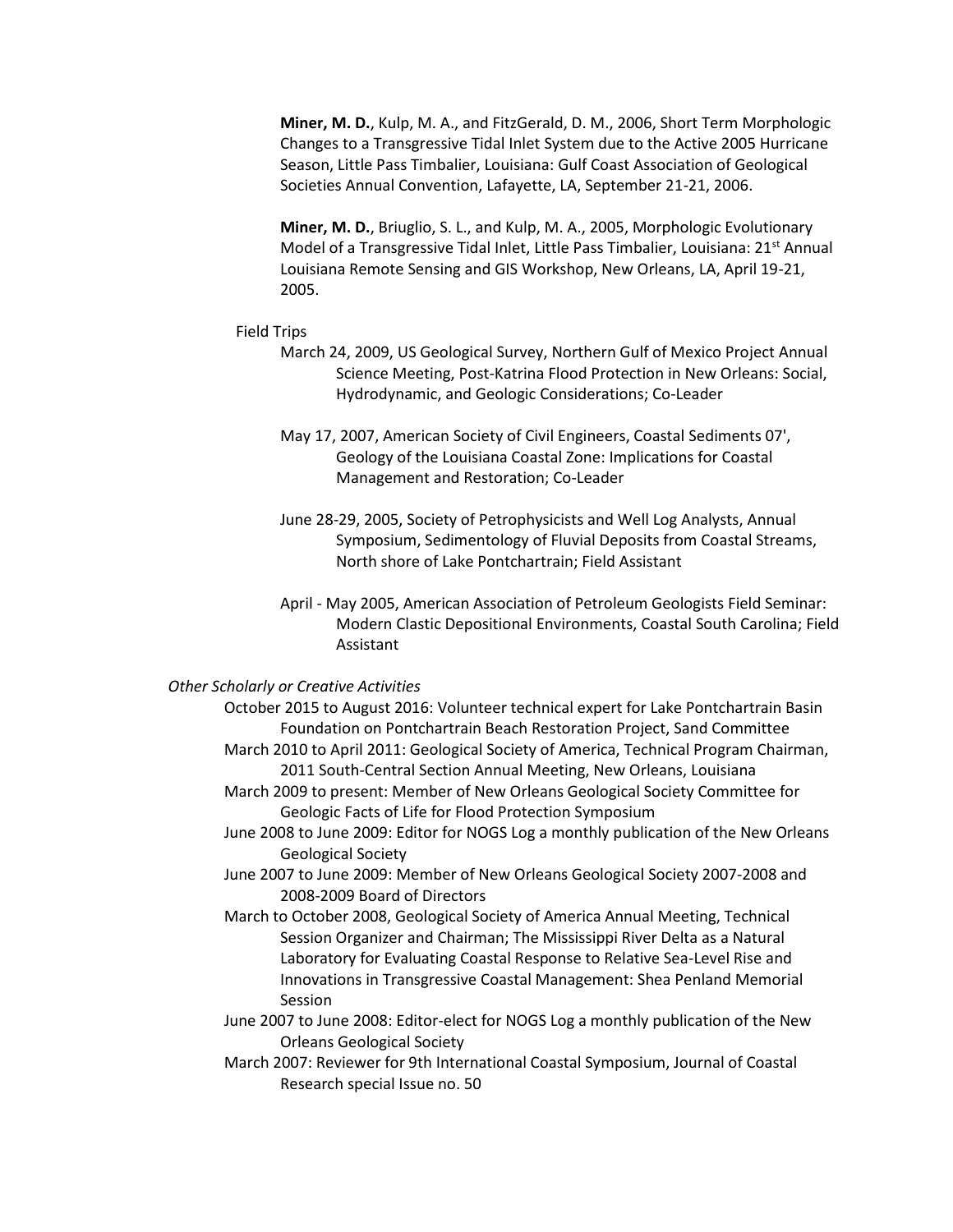**Miner, M. D.**, Kulp, M. A., and FitzGerald, D. M., 2006, Short Term Morphologic Changes to a Transgressive Tidal Inlet System due to the Active 2005 Hurricane Season, Little Pass Timbalier, Louisiana: Gulf Coast Association of Geological Societies Annual Convention, Lafayette, LA, September 21-21, 2006.

**Miner, M. D.**, Briuglio, S. L., and Kulp, M. A., 2005, Morphologic Evolutionary Model of a Transgressive Tidal Inlet, Little Pass Timbalier, Louisiana: 21st Annual Louisiana Remote Sensing and GIS Workshop, New Orleans, LA, April 19-21, 2005.

Field Trips

March 24, 2009, US Geological Survey, Northern Gulf of Mexico Project Annual Science Meeting, Post-Katrina Flood Protection in New Orleans: Social, Hydrodynamic, and Geologic Considerations; Co-Leader

May 17, 2007, American Society of Civil Engineers, Coastal Sediments 07', Geology of the Louisiana Coastal Zone: Implications for Coastal Management and Restoration; Co-Leader

June 28-29, 2005, Society of Petrophysicists and Well Log Analysts, Annual Symposium, Sedimentology of Fluvial Deposits from Coastal Streams, North shore of Lake Pontchartrain; Field Assistant

April - May 2005, American Association of Petroleum Geologists Field Seminar: Modern Clastic Depositional Environments, Coastal South Carolina; Field Assistant

*Other Scholarly or Creative Activities*

October 2015 to August 2016: Volunteer technical expert for Lake Pontchartrain Basin Foundation on Pontchartrain Beach Restoration Project, Sand Committee

March 2010 to April 2011: Geological Society of America, Technical Program Chairman, 2011 South-Central Section Annual Meeting, New Orleans, Louisiana

March 2009 to present: Member of New Orleans Geological Society Committee for Geologic Facts of Life for Flood Protection Symposium

June 2008 to June 2009: Editor for NOGS Log a monthly publication of the New Orleans Geological Society

June 2007 to June 2009: Member of New Orleans Geological Society 2007-2008 and 2008-2009 Board of Directors

March to October 2008, Geological Society of America Annual Meeting, Technical Session Organizer and Chairman; The Mississippi River Delta as a Natural Laboratory for Evaluating Coastal Response to Relative Sea-Level Rise and Innovations in Transgressive Coastal Management: Shea Penland Memorial Session

June 2007 to June 2008: Editor-elect for NOGS Log a monthly publication of the New Orleans Geological Society

March 2007: Reviewer for 9th International Coastal Symposium, Journal of Coastal Research special Issue no. 50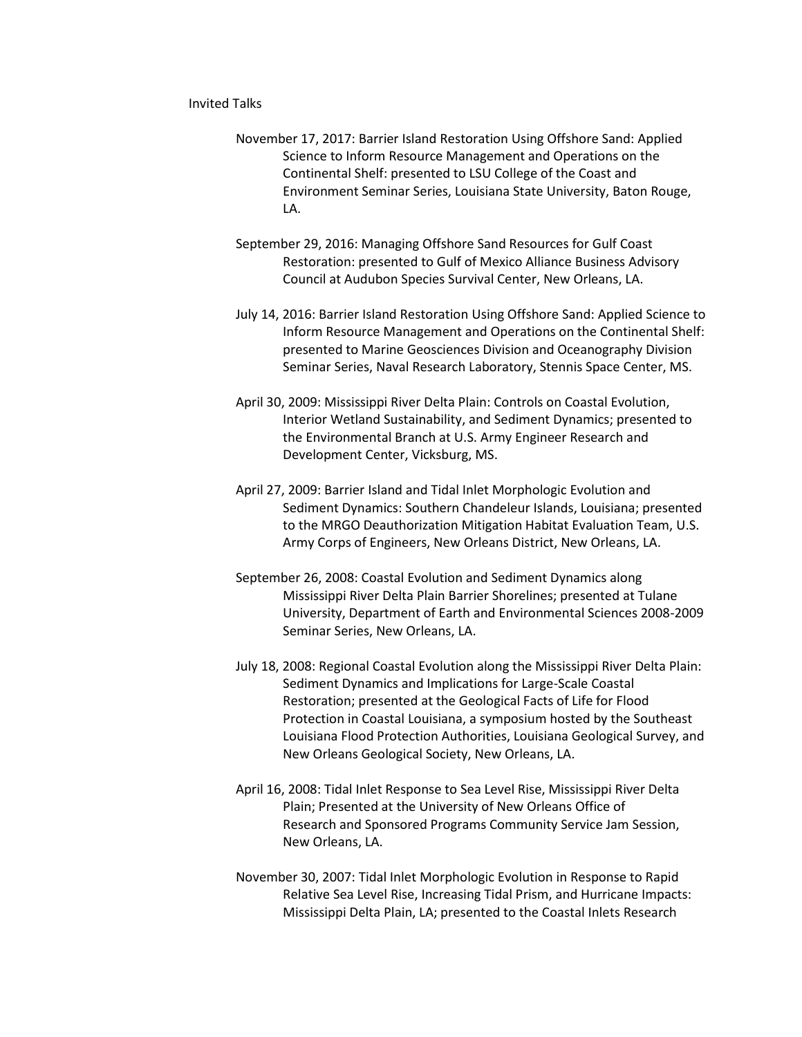Invited Talks

November 17, 2017: Barrier Island Restoration Using Offshore Sand: Applied Science to Inform Resource Management and Operations on the Continental Shelf: presented to LSU College of the Coast and Environment Seminar Series, Louisiana State University, Baton Rouge, LA.

September 29, 2016: Managing Offshore Sand Resources for Gulf Coast Restoration: presented to Gulf of Mexico Alliance Business Advisory Council at Audubon Species Survival Center, New Orleans, LA.

July 14, 2016: Barrier Island Restoration Using Offshore Sand: Applied Science to Inform Resource Management and Operations on the Continental Shelf: presented to Marine Geosciences Division and Oceanography Division Seminar Series, Naval Research Laboratory, Stennis Space Center, MS.

April 30, 2009: Mississippi River Delta Plain: Controls on Coastal Evolution, Interior Wetland Sustainability, and Sediment Dynamics; presented to the Environmental Branch at U.S. Army Engineer Research and Development Center, Vicksburg, MS.

April 27, 2009: Barrier Island and Tidal Inlet Morphologic Evolution and Sediment Dynamics: Southern Chandeleur Islands, Louisiana; presented to the MRGO Deauthorization Mitigation Habitat Evaluation Team, U.S. Army Corps of Engineers, New Orleans District, New Orleans, LA.

September 26, 2008: Coastal Evolution and Sediment Dynamics along Mississippi River Delta Plain Barrier Shorelines; presented at Tulane University, Department of Earth and Environmental Sciences 2008-2009 Seminar Series, New Orleans, LA.

July 18, 2008: Regional Coastal Evolution along the Mississippi River Delta Plain: Sediment Dynamics and Implications for Large-Scale Coastal Restoration; presented at the Geological Facts of Life for Flood Protection in Coastal Louisiana, a symposium hosted by the Southeast Louisiana Flood Protection Authorities, Louisiana Geological Survey, and New Orleans Geological Society, New Orleans, LA.

April 16, 2008: Tidal Inlet Response to Sea Level Rise, Mississippi River Delta Plain; Presented at the University of New Orleans Office of Research and Sponsored Programs Community Service Jam Session, New Orleans, LA.

November 30, 2007: Tidal Inlet Morphologic Evolution in Response to Rapid Relative Sea Level Rise, Increasing Tidal Prism, and Hurricane Impacts: Mississippi Delta Plain, LA; presented to the Coastal Inlets Research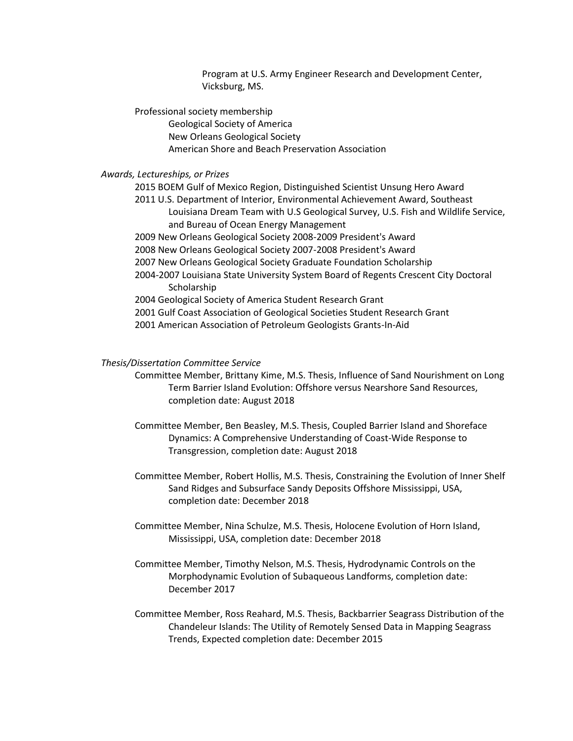Program at U.S. Army Engineer Research and Development Center, Vicksburg, MS.

Professional society membership

- Geological Society of America
- New Orleans Geological Society
- American Shore and Beach Preservation Association

*Awards, Lectureships, or Prizes*

- 2015 BOEM Gulf of Mexico Region, Distinguished Scientist Unsung Hero Award
- 2011 U.S. Department of Interior, Environmental Achievement Award, Southeast Louisiana Dream Team with U.S Geological Survey, U.S. Fish and Wildlife Service, and Bureau of Ocean Energy Management
- 2009 New Orleans Geological Society 2008-2009 President's Award
- 2008 New Orleans Geological Society 2007-2008 President's Award
- 2007 New Orleans Geological Society Graduate Foundation Scholarship
- 2004-2007 Louisiana State University System Board of Regents Crescent City Doctoral Scholarship
- 2004 Geological Society of America Student Research Grant
- 2001 Gulf Coast Association of Geological Societies Student Research Grant
- 2001 American Association of Petroleum Geologists Grants-In-Aid

*Thesis/Dissertation Committee Service*

Committee Member, Brittany Kime, M.S. Thesis, Influence of Sand Nourishment on Long Term Barrier Island Evolution: Offshore versus Nearshore Sand Resources, completion date: August 2018

Committee Member, Ben Beasley, M.S. Thesis, Coupled Barrier Island and Shoreface Dynamics: A Comprehensive Understanding of Coast-Wide Response to Transgression, completion date: August 2018

Committee Member, Robert Hollis, M.S. Thesis, Constraining the Evolution of Inner Shelf Sand Ridges and Subsurface Sandy Deposits Offshore Mississippi, USA, completion date: December 2018

Committee Member, Nina Schulze, M.S. Thesis, Holocene Evolution of Horn Island, Mississippi, USA, completion date: December 2018

Committee Member, Timothy Nelson, M.S. Thesis, Hydrodynamic Controls on the Morphodynamic Evolution of Subaqueous Landforms, completion date: December 2017

Committee Member, Ross Reahard, M.S. Thesis, Backbarrier Seagrass Distribution of the Chandeleur Islands: The Utility of Remotely Sensed Data in Mapping Seagrass Trends, Expected completion date: December 2015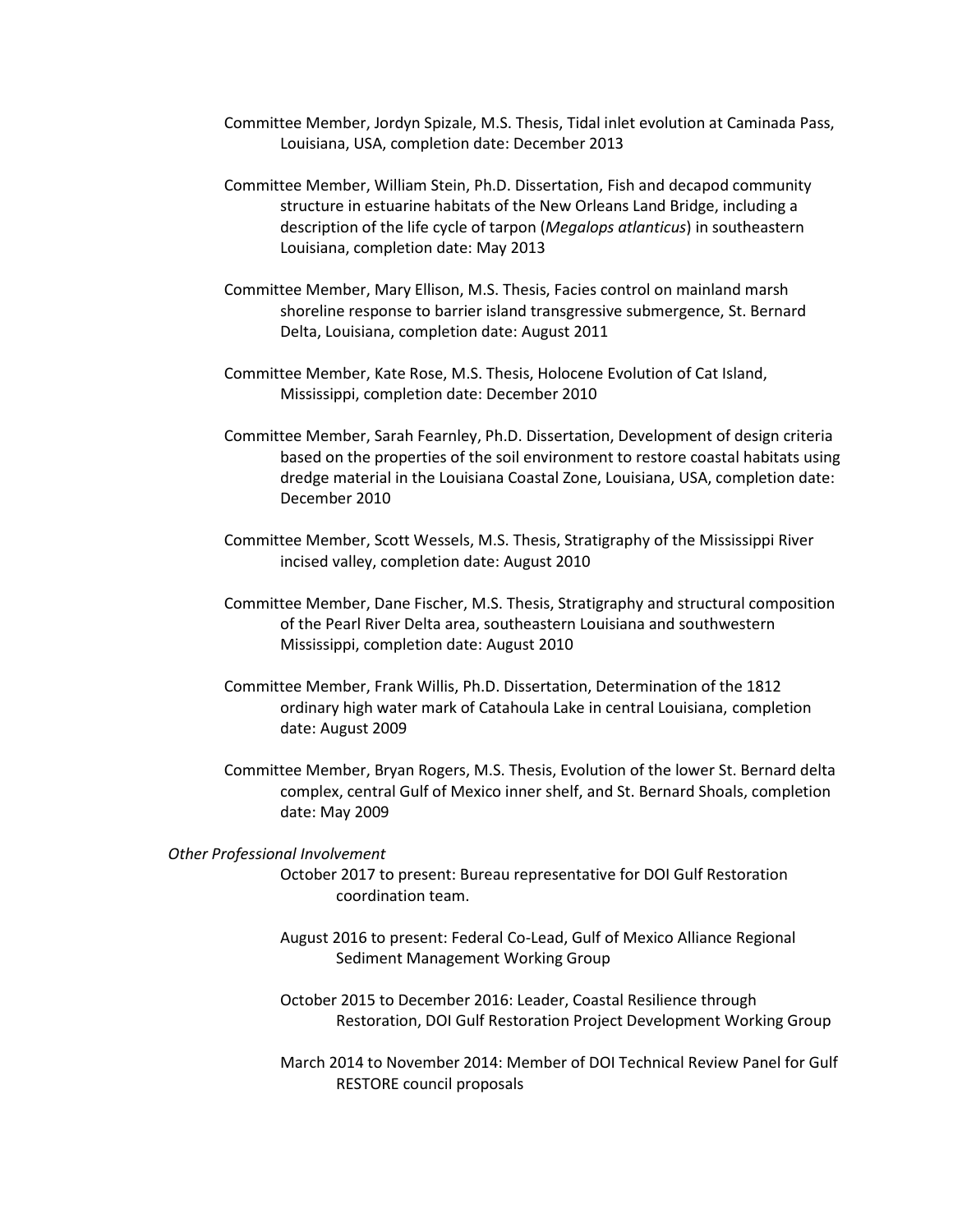Committee Member, Jordyn Spizale, M.S. Thesis, Tidal inlet evolution at Caminada Pass, Louisiana, USA, completion date: December 2013

Committee Member, William Stein, Ph.D. Dissertation, Fish and decapod community structure in estuarine habitats of the New Orleans Land Bridge, including a description of the life cycle of tarpon (*Megalops atlanticus*) in southeastern Louisiana, completion date: May 2013

Committee Member, Mary Ellison, M.S. Thesis, Facies control on mainland marsh shoreline response to barrier island transgressive submergence, St. Bernard Delta, Louisiana, completion date: August 2011

Committee Member, Kate Rose, M.S. Thesis, Holocene Evolution of Cat Island, Mississippi, completion date: December 2010

Committee Member, Sarah Fearnley, Ph.D. Dissertation, Development of design criteria based on the properties of the soil environment to restore coastal habitats using dredge material in the Louisiana Coastal Zone, Louisiana, USA, completion date: December 2010

Committee Member, Scott Wessels, M.S. Thesis, Stratigraphy of the Mississippi River incised valley, completion date: August 2010

Committee Member, Dane Fischer, M.S. Thesis, Stratigraphy and structural composition of the Pearl River Delta area, southeastern Louisiana and southwestern Mississippi, completion date: August 2010

Committee Member, Frank Willis, Ph.D. Dissertation, Determination of the 1812 ordinary high water mark of Catahoula Lake in central Louisiana, completion date: August 2009

Committee Member, Bryan Rogers, M.S. Thesis, Evolution of the lower St. Bernard delta complex, central Gulf of Mexico inner shelf, and St. Bernard Shoals, completion date: May 2009

*Other Professional Involvement*

October 2017 to present: Bureau representative for DOI Gulf Restoration coordination team.

August 2016 to present: Federal Co-Lead, Gulf of Mexico Alliance Regional Sediment Management Working Group

October 2015 to December 2016: Leader, Coastal Resilience through Restoration, DOI Gulf Restoration Project Development Working Group

March 2014 to November 2014: Member of DOI Technical Review Panel for Gulf RESTORE council proposals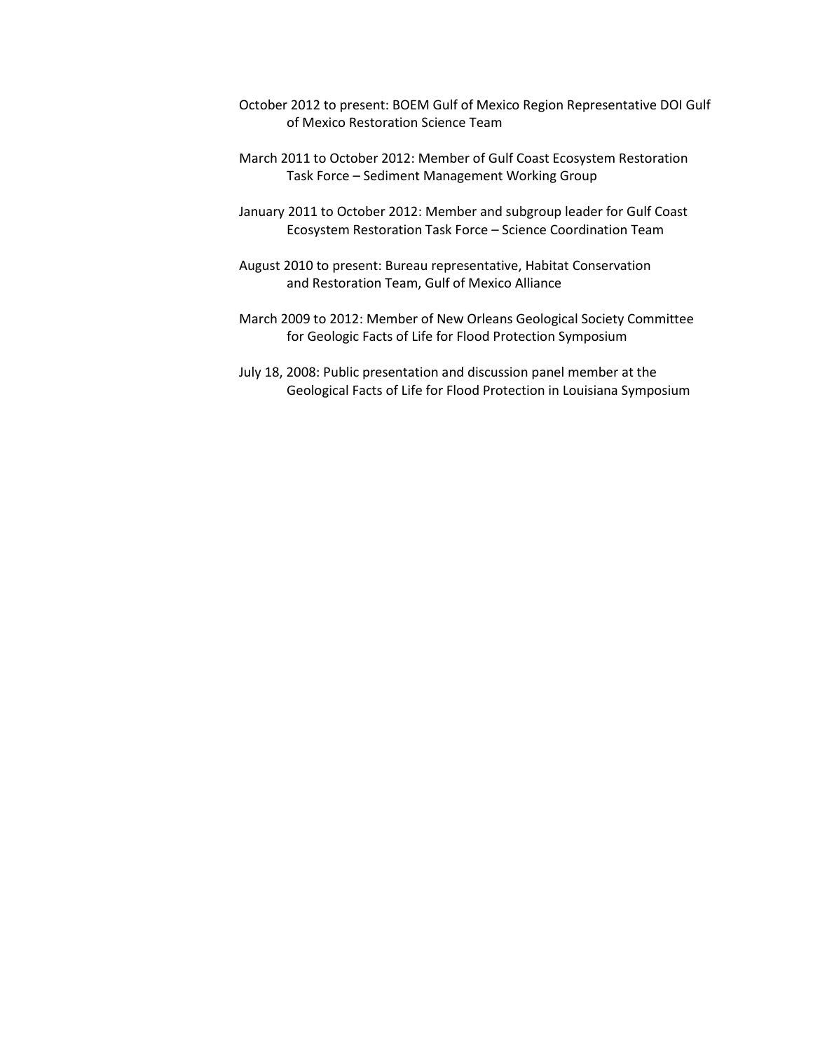October 2012 to present: BOEM Gulf of Mexico Region Representative DOI Gulf of Mexico Restoration Science Team

March 2011 to October 2012: Member of Gulf Coast Ecosystem Restoration Task Force – Sediment Management Working Group

January 2011 to October 2012: Member and subgroup leader for Gulf Coast Ecosystem Restoration Task Force – Science Coordination Team

August 2010 to present: Bureau representative, Habitat Conservation and Restoration Team, Gulf of Mexico Alliance

March 2009 to 2012: Member of New Orleans Geological Society Committee for Geologic Facts of Life for Flood Protection Symposium

July 18, 2008: Public presentation and discussion panel member at the Geological Facts of Life for Flood Protection in Louisiana Symposium